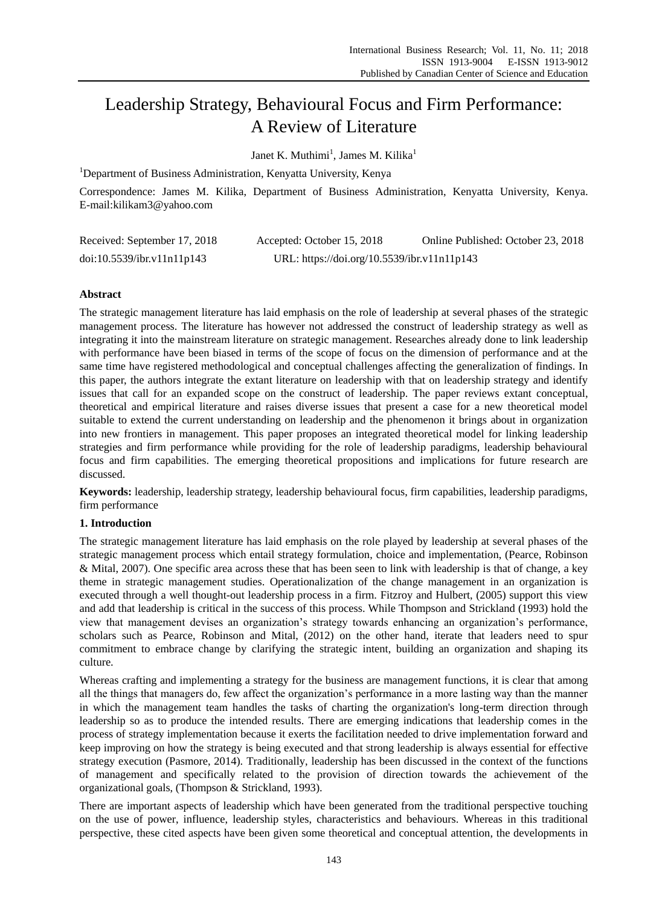# Leadership Strategy, Behavioural Focus and Firm Performance: A Review of Literature

Janet K. Muthimi[1], James M. Kilika[1]

[1]Department of Business Administration, Kenyatta University, Kenya

Correspondence: James M. Kilika, Department of Business Administration, Kenyatta University, Kenya. E-mail:kilikam3@yahoo.com

| Received: September 17, 2018 | Accepted: October 15, 2018 | Online Published: October 23, 2018 |
|---|---|---|
| doi:10.5539/ibr.v11n11p143 | URL: https://doi.org/10.5539/ibr.v11n11p143 | |

**Abstract**

The strategic management literature has laid emphasis on the role of leadership at several phases of the strategic management process. The literature has however not addressed the construct of leadership strategy as well as integrating it into the mainstream literature on strategic management. Researches already done to link leadership with performance have been biased in terms of the scope of focus on the dimension of performance and at the same time have registered methodological and conceptual challenges affecting the generalization of findings. In this paper, the authors integrate the extant literature on leadership with that on leadership strategy and identify issues that call for an expanded scope on the construct of leadership. The paper reviews extant conceptual, theoretical and empirical literature and raises diverse issues that present a case for a new theoretical model suitable to extend the current understanding on leadership and the phenomenon it brings about in organization into new frontiers in management. This paper proposes an integrated theoretical model for linking leadership strategies and firm performance while providing for the role of leadership paradigms, leadership behavioural focus and firm capabilities. The emerging theoretical propositions and implications for future research are discussed.

**Keywords:** leadership, leadership strategy, leadership behavioural focus, firm capabilities, leadership paradigms, firm performance

## 1. Introduction

The strategic management literature has laid emphasis on the role played by leadership at several phases of the strategic management process which entail strategy formulation, choice and implementation, (Pearce, Robinson & Mital, 2007). One specific area across these that has been seen to link with leadership is that of change, a key theme in strategic management studies. Operationalization of the change management in an organization is executed through a well thought-out leadership process in a firm. Fitzroy and Hulbert, (2005) support this view and add that leadership is critical in the success of this process. While Thompson and Strickland (1993) hold the view that management devises an organization's strategy towards enhancing an organization's performance, scholars such as Pearce, Robinson and Mital, (2012) on the other hand, iterate that leaders need to spur commitment to embrace change by clarifying the strategic intent, building an organization and shaping its culture.

Whereas crafting and implementing a strategy for the business are management functions, it is clear that among all the things that managers do, few affect the organization's performance in a more lasting way than the manner in which the management team handles the tasks of charting the organization's long-term direction through leadership so as to produce the intended results. There are emerging indications that leadership comes in the process of strategy implementation because it exerts the facilitation needed to drive implementation forward and keep improving on how the strategy is being executed and that strong leadership is always essential for effective strategy execution (Pasmore, 2014). Traditionally, leadership has been discussed in the context of the functions of management and specifically related to the provision of direction towards the achievement of the organizational goals, (Thompson & Strickland, 1993).

There are important aspects of leadership which have been generated from the traditional perspective touching on the use of power, influence, leadership styles, characteristics and behaviours. Whereas in this traditional perspective, these cited aspects have been given some theoretical and conceptual attention, the developments in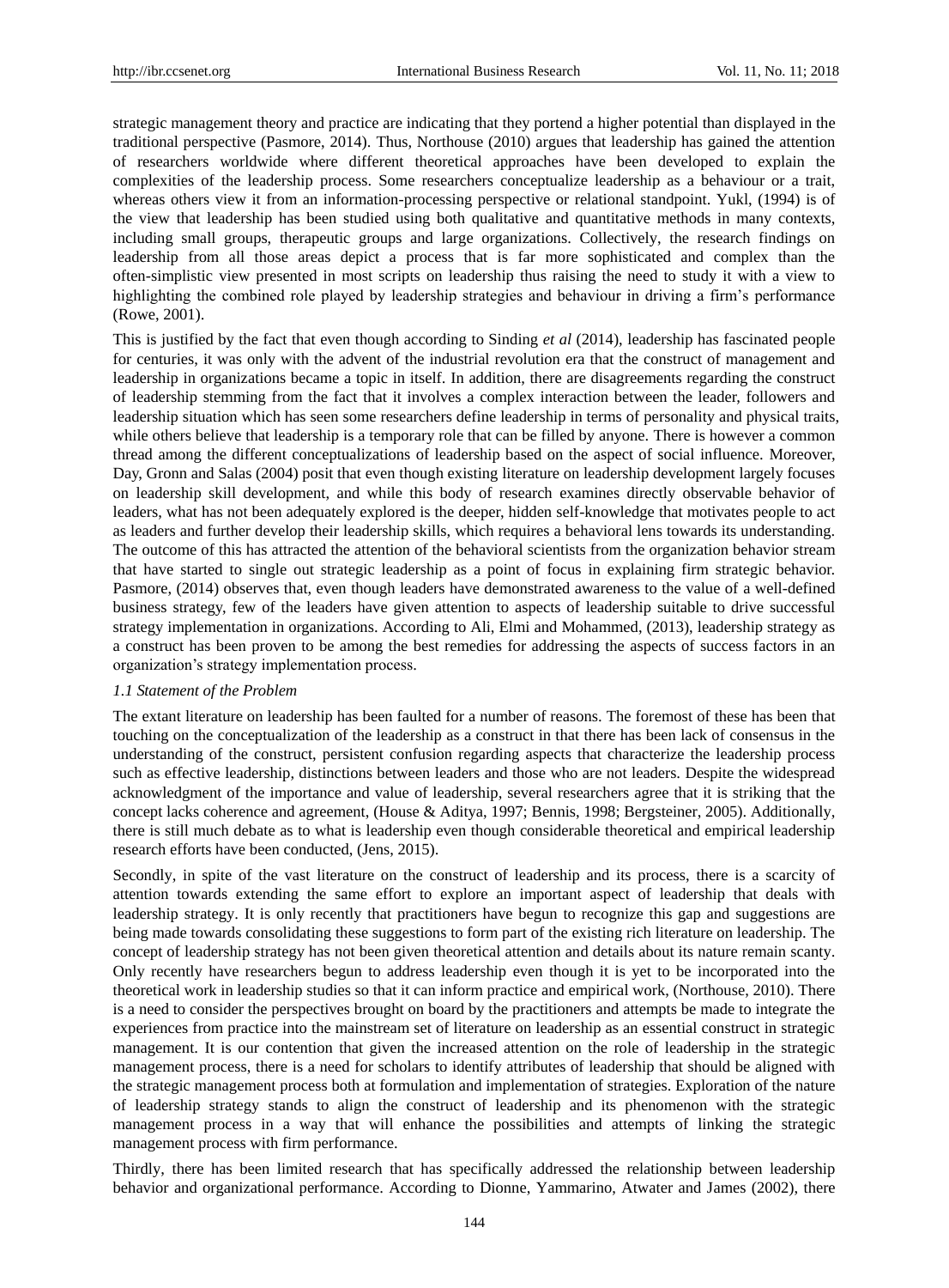strategic management theory and practice are indicating that they portend a higher potential than displayed in the traditional perspective (Pasmore, 2014). Thus, Northouse (2010) argues that leadership has gained the attention of researchers worldwide where different theoretical approaches have been developed to explain the complexities of the leadership process. Some researchers conceptualize leadership as a behaviour or a trait, whereas others view it from an information-processing perspective or relational standpoint. Yukl, (1994) is of the view that leadership has been studied using both qualitative and quantitative methods in many contexts, including small groups, therapeutic groups and large organizations. Collectively, the research findings on leadership from all those areas depict a process that is far more sophisticated and complex than the often-simplistic view presented in most scripts on leadership thus raising the need to study it with a view to highlighting the combined role played by leadership strategies and behaviour in driving a firm's performance (Rowe, 2001).

This is justified by the fact that even though according to Sinding *et al* (2014), leadership has fascinated people for centuries, it was only with the advent of the industrial revolution era that the construct of management and leadership in organizations became a topic in itself. In addition, there are disagreements regarding the construct of leadership stemming from the fact that it involves a complex interaction between the leader, followers and leadership situation which has seen some researchers define leadership in terms of personality and physical traits, while others believe that leadership is a temporary role that can be filled by anyone. There is however a common thread among the different conceptualizations of leadership based on the aspect of social influence. Moreover, Day, Gronn and Salas (2004) posit that even though existing literature on leadership development largely focuses on leadership skill development, and while this body of research examines directly observable behavior of leaders, what has not been adequately explored is the deeper, hidden self-knowledge that motivates people to act as leaders and further develop their leadership skills, which requires a behavioral lens towards its understanding. The outcome of this has attracted the attention of the behavioral scientists from the organization behavior stream that have started to single out strategic leadership as a point of focus in explaining firm strategic behavior. Pasmore, (2014) observes that, even though leaders have demonstrated awareness to the value of a well-defined business strategy, few of the leaders have given attention to aspects of leadership suitable to drive successful strategy implementation in organizations. According to Ali, Elmi and Mohammed, (2013), leadership strategy as a construct has been proven to be among the best remedies for addressing the aspects of success factors in an organization's strategy implementation process.

### *1.1 Statement of the Problem*

The extant literature on leadership has been faulted for a number of reasons. The foremost of these has been that touching on the conceptualization of the leadership as a construct in that there has been lack of consensus in the understanding of the construct, persistent confusion regarding aspects that characterize the leadership process such as effective leadership, distinctions between leaders and those who are not leaders. Despite the widespread acknowledgment of the importance and value of leadership, several researchers agree that it is striking that the concept lacks coherence and agreement, (House & Aditya, 1997; Bennis, 1998; Bergsteiner, 2005). Additionally, there is still much debate as to what is leadership even though considerable theoretical and empirical leadership research efforts have been conducted, (Jens, 2015).

Secondly, in spite of the vast literature on the construct of leadership and its process, there is a scarcity of attention towards extending the same effort to explore an important aspect of leadership that deals with leadership strategy. It is only recently that practitioners have begun to recognize this gap and suggestions are being made towards consolidating these suggestions to form part of the existing rich literature on leadership. The concept of leadership strategy has not been given theoretical attention and details about its nature remain scanty. Only recently have researchers begun to address leadership even though it is yet to be incorporated into the theoretical work in leadership studies so that it can inform practice and empirical work, (Northouse, 2010). There is a need to consider the perspectives brought on board by the practitioners and attempts be made to integrate the experiences from practice into the mainstream set of literature on leadership as an essential construct in strategic management. It is our contention that given the increased attention on the role of leadership in the strategic management process, there is a need for scholars to identify attributes of leadership that should be aligned with the strategic management process both at formulation and implementation of strategies. Exploration of the nature of leadership strategy stands to align the construct of leadership and its phenomenon with the strategic management process in a way that will enhance the possibilities and attempts of linking the strategic management process with firm performance.

Thirdly, there has been limited research that has specifically addressed the relationship between leadership behavior and organizational performance. According to Dionne, Yammarino, Atwater and James (2002), there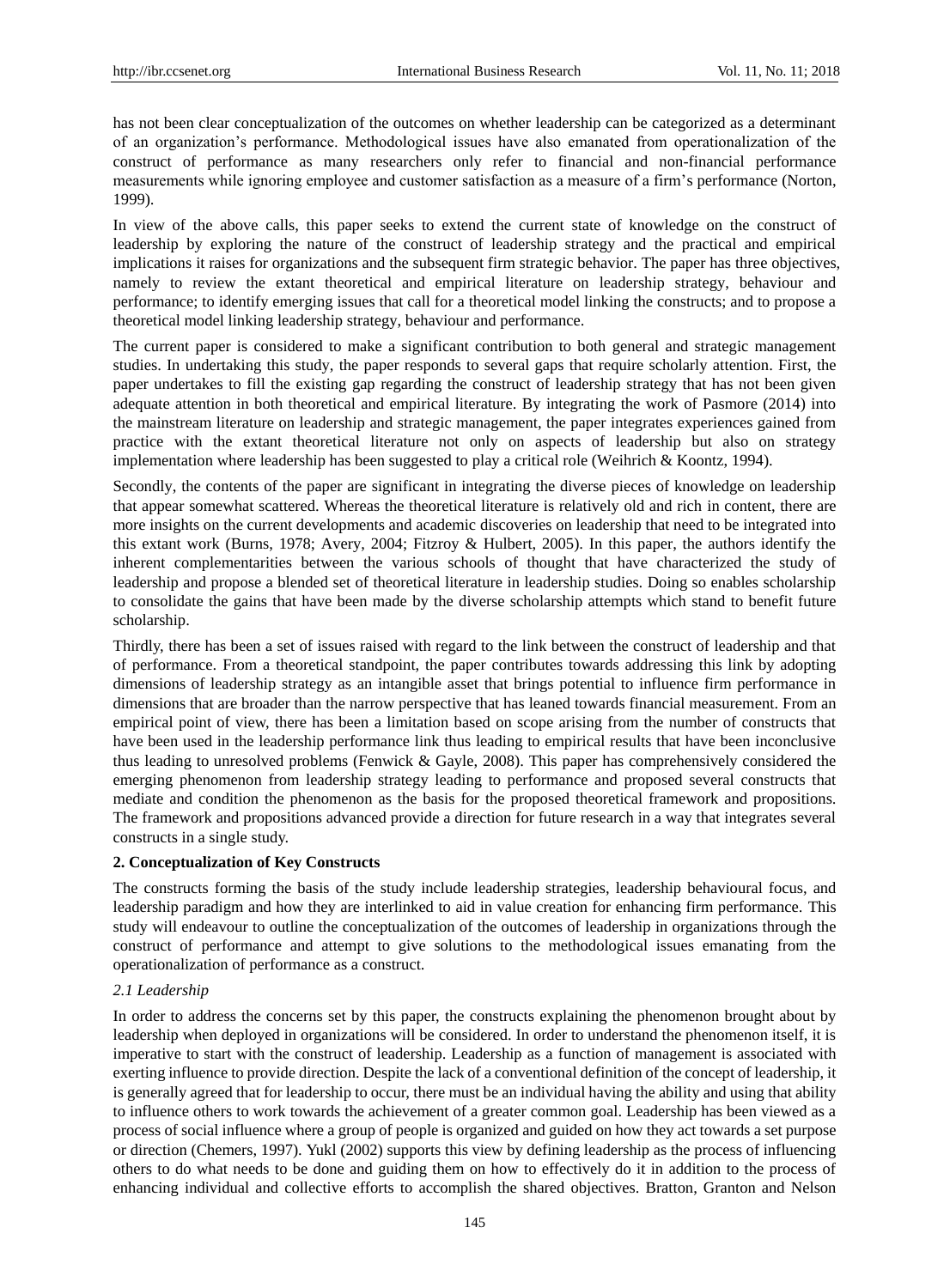has not been clear conceptualization of the outcomes on whether leadership can be categorized as a determinant of an organization's performance. Methodological issues have also emanated from operationalization of the construct of performance as many researchers only refer to financial and non-financial performance measurements while ignoring employee and customer satisfaction as a measure of a firm's performance (Norton, 1999).

In view of the above calls, this paper seeks to extend the current state of knowledge on the construct of leadership by exploring the nature of the construct of leadership strategy and the practical and empirical implications it raises for organizations and the subsequent firm strategic behavior. The paper has three objectives, namely to review the extant theoretical and empirical literature on leadership strategy, behaviour and performance; to identify emerging issues that call for a theoretical model linking the constructs; and to propose a theoretical model linking leadership strategy, behaviour and performance.

The current paper is considered to make a significant contribution to both general and strategic management studies. In undertaking this study, the paper responds to several gaps that require scholarly attention. First, the paper undertakes to fill the existing gap regarding the construct of leadership strategy that has not been given adequate attention in both theoretical and empirical literature. By integrating the work of Pasmore (2014) into the mainstream literature on leadership and strategic management, the paper integrates experiences gained from practice with the extant theoretical literature not only on aspects of leadership but also on strategy implementation where leadership has been suggested to play a critical role (Weihrich & Koontz, 1994).

Secondly, the contents of the paper are significant in integrating the diverse pieces of knowledge on leadership that appear somewhat scattered. Whereas the theoretical literature is relatively old and rich in content, there are more insights on the current developments and academic discoveries on leadership that need to be integrated into this extant work (Burns, 1978; Avery, 2004; Fitzroy & Hulbert, 2005). In this paper, the authors identify the inherent complementarities between the various schools of thought that have characterized the study of leadership and propose a blended set of theoretical literature in leadership studies. Doing so enables scholarship to consolidate the gains that have been made by the diverse scholarship attempts which stand to benefit future scholarship.

Thirdly, there has been a set of issues raised with regard to the link between the construct of leadership and that of performance. From a theoretical standpoint, the paper contributes towards addressing this link by adopting dimensions of leadership strategy as an intangible asset that brings potential to influence firm performance in dimensions that are broader than the narrow perspective that has leaned towards financial measurement. From an empirical point of view, there has been a limitation based on scope arising from the number of constructs that have been used in the leadership performance link thus leading to empirical results that have been inconclusive thus leading to unresolved problems (Fenwick & Gayle, 2008). This paper has comprehensively considered the emerging phenomenon from leadership strategy leading to performance and proposed several constructs that mediate and condition the phenomenon as the basis for the proposed theoretical framework and propositions. The framework and propositions advanced provide a direction for future research in a way that integrates several constructs in a single study.

## 2. Conceptualization of Key Constructs

The constructs forming the basis of the study include leadership strategies, leadership behavioural focus, and leadership paradigm and how they are interlinked to aid in value creation for enhancing firm performance. This study will endeavour to outline the conceptualization of the outcomes of leadership in organizations through the construct of performance and attempt to give solutions to the methodological issues emanating from the operationalization of performance as a construct.

### *2.1 Leadership*

In order to address the concerns set by this paper, the constructs explaining the phenomenon brought about by leadership when deployed in organizations will be considered. In order to understand the phenomenon itself, it is imperative to start with the construct of leadership. Leadership as a function of management is associated with exerting influence to provide direction. Despite the lack of a conventional definition of the concept of leadership, it is generally agreed that for leadership to occur, there must be an individual having the ability and using that ability to influence others to work towards the achievement of a greater common goal. Leadership has been viewed as a process of social influence where a group of people is organized and guided on how they act towards a set purpose or direction (Chemers, 1997). Yukl (2002) supports this view by defining leadership as the process of influencing others to do what needs to be done and guiding them on how to effectively do it in addition to the process of enhancing individual and collective efforts to accomplish the shared objectives. Bratton, Granton and Nelson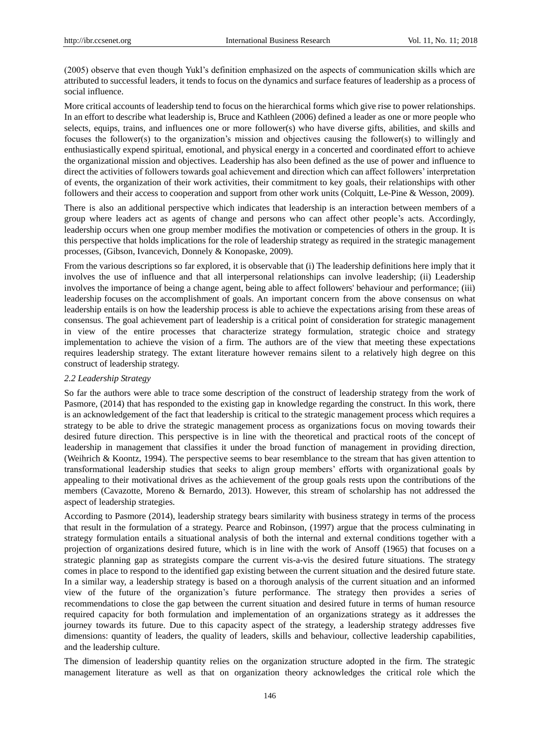(2005) observe that even though Yukl's definition emphasized on the aspects of communication skills which are attributed to successful leaders, it tends to focus on the dynamics and surface features of leadership as a process of social influence.

More critical accounts of leadership tend to focus on the hierarchical forms which give rise to power relationships. In an effort to describe what leadership is, Bruce and Kathleen (2006) defined a leader as one or more people who selects, equips, trains, and influences one or more follower(s) who have diverse gifts, abilities, and skills and focuses the follower(s) to the organization's mission and objectives causing the follower(s) to willingly and enthusiastically expend spiritual, emotional, and physical energy in a concerted and coordinated effort to achieve the organizational mission and objectives. Leadership has also been defined as the use of power and influence to direct the activities of followers towards goal achievement and direction which can affect followers' interpretation of events, the organization of their work activities, their commitment to key goals, their relationships with other followers and their access to cooperation and support from other work units (Colquitt, Le-Pine & Wesson, 2009).

There is also an additional perspective which indicates that leadership is an interaction between members of a group where leaders act as agents of change and persons who can affect other people's acts. Accordingly, leadership occurs when one group member modifies the motivation or competencies of others in the group. It is this perspective that holds implications for the role of leadership strategy as required in the strategic management processes, (Gibson, Ivancevich, Donnely & Konopaske, 2009).

From the various descriptions so far explored, it is observable that (i) The leadership definitions here imply that it involves the use of influence and that all interpersonal relationships can involve leadership; (ii) Leadership involves the importance of being a change agent, being able to affect followers' behaviour and performance; (iii) leadership focuses on the accomplishment of goals. An important concern from the above consensus on what leadership entails is on how the leadership process is able to achieve the expectations arising from these areas of consensus. The goal achievement part of leadership is a critical point of consideration for strategic management in view of the entire processes that characterize strategy formulation, strategic choice and strategy implementation to achieve the vision of a firm. The authors are of the view that meeting these expectations requires leadership strategy. The extant literature however remains silent to a relatively high degree on this construct of leadership strategy.

### *2.2 Leadership Strategy*

So far the authors were able to trace some description of the construct of leadership strategy from the work of Pasmore, (2014) that has responded to the existing gap in knowledge regarding the construct. In this work, there is an acknowledgement of the fact that leadership is critical to the strategic management process which requires a strategy to be able to drive the strategic management process as organizations focus on moving towards their desired future direction. This perspective is in line with the theoretical and practical roots of the concept of leadership in management that classifies it under the broad function of management in providing direction, (Weihrich & Koontz, 1994). The perspective seems to bear resemblance to the stream that has given attention to transformational leadership studies that seeks to align group members' efforts with organizational goals by appealing to their motivational drives as the achievement of the group goals rests upon the contributions of the members (Cavazotte, Moreno & Bernardo, 2013). However, this stream of scholarship has not addressed the aspect of leadership strategies.

According to Pasmore (2014), leadership strategy bears similarity with business strategy in terms of the process that result in the formulation of a strategy. Pearce and Robinson, (1997) argue that the process culminating in strategy formulation entails a situational analysis of both the internal and external conditions together with a projection of organizations desired future, which is in line with the work of Ansoff (1965) that focuses on a strategic planning gap as strategists compare the current vis-a-vis the desired future situations. The strategy comes in place to respond to the identified gap existing between the current situation and the desired future state. In a similar way, a leadership strategy is based on a thorough analysis of the current situation and an informed view of the future of the organization's future performance. The strategy then provides a series of recommendations to close the gap between the current situation and desired future in terms of human resource required capacity for both formulation and implementation of an organizations strategy as it addresses the journey towards its future. Due to this capacity aspect of the strategy, a leadership strategy addresses five dimensions: quantity of leaders, the quality of leaders, skills and behaviour, collective leadership capabilities, and the leadership culture.

The dimension of leadership quantity relies on the organization structure adopted in the firm. The strategic management literature as well as that on organization theory acknowledges the critical role which the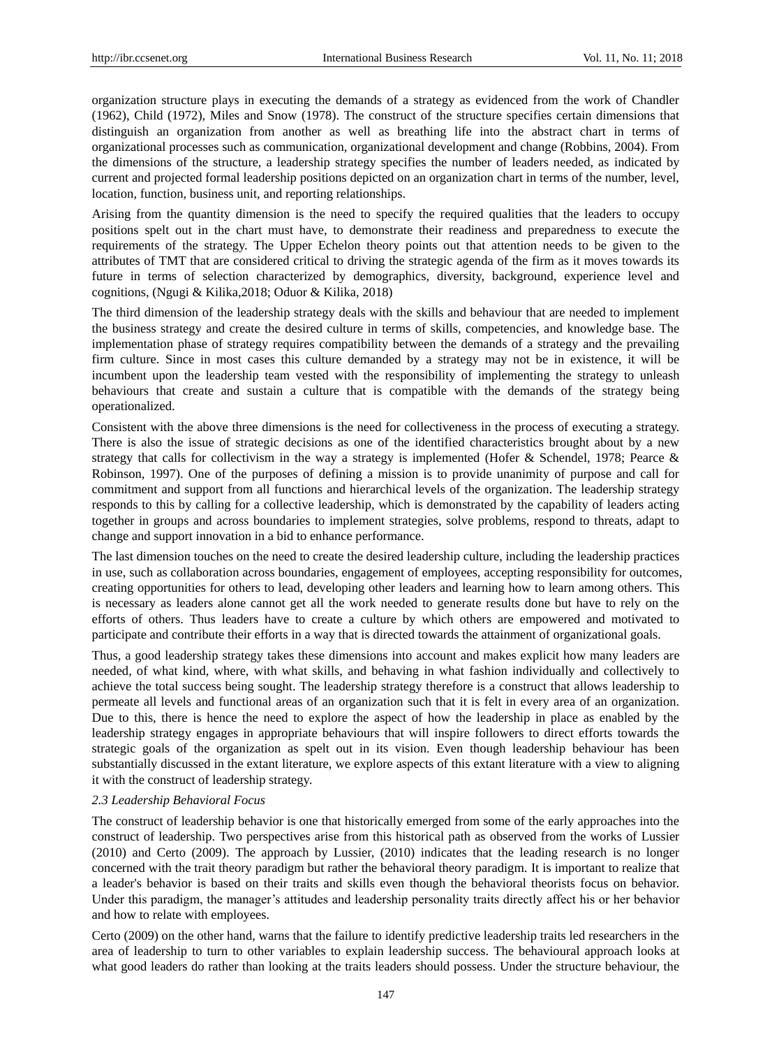organization structure plays in executing the demands of a strategy as evidenced from the work of Chandler (1962), Child (1972), Miles and Snow (1978). The construct of the structure specifies certain dimensions that distinguish an organization from another as well as breathing life into the abstract chart in terms of organizational processes such as communication, organizational development and change (Robbins, 2004). From the dimensions of the structure, a leadership strategy specifies the number of leaders needed, as indicated by current and projected formal leadership positions depicted on an organization chart in terms of the number, level, location, function, business unit, and reporting relationships.

Arising from the quantity dimension is the need to specify the required qualities that the leaders to occupy positions spelt out in the chart must have, to demonstrate their readiness and preparedness to execute the requirements of the strategy. The Upper Echelon theory points out that attention needs to be given to the attributes of TMT that are considered critical to driving the strategic agenda of the firm as it moves towards its future in terms of selection characterized by demographics, diversity, background, experience level and cognitions, (Ngugi & Kilika,2018; Oduor & Kilika, 2018)

The third dimension of the leadership strategy deals with the skills and behaviour that are needed to implement the business strategy and create the desired culture in terms of skills, competencies, and knowledge base. The implementation phase of strategy requires compatibility between the demands of a strategy and the prevailing firm culture. Since in most cases this culture demanded by a strategy may not be in existence, it will be incumbent upon the leadership team vested with the responsibility of implementing the strategy to unleash behaviours that create and sustain a culture that is compatible with the demands of the strategy being operationalized.

Consistent with the above three dimensions is the need for collectiveness in the process of executing a strategy. There is also the issue of strategic decisions as one of the identified characteristics brought about by a new strategy that calls for collectivism in the way a strategy is implemented (Hofer & Schendel, 1978; Pearce & Robinson, 1997). One of the purposes of defining a mission is to provide unanimity of purpose and call for commitment and support from all functions and hierarchical levels of the organization. The leadership strategy responds to this by calling for a collective leadership, which is demonstrated by the capability of leaders acting together in groups and across boundaries to implement strategies, solve problems, respond to threats, adapt to change and support innovation in a bid to enhance performance.

The last dimension touches on the need to create the desired leadership culture, including the leadership practices in use, such as collaboration across boundaries, engagement of employees, accepting responsibility for outcomes, creating opportunities for others to lead, developing other leaders and learning how to learn among others. This is necessary as leaders alone cannot get all the work needed to generate results done but have to rely on the efforts of others. Thus leaders have to create a culture by which others are empowered and motivated to participate and contribute their efforts in a way that is directed towards the attainment of organizational goals.

Thus, a good leadership strategy takes these dimensions into account and makes explicit how many leaders are needed, of what kind, where, with what skills, and behaving in what fashion individually and collectively to achieve the total success being sought. The leadership strategy therefore is a construct that allows leadership to permeate all levels and functional areas of an organization such that it is felt in every area of an organization. Due to this, there is hence the need to explore the aspect of how the leadership in place as enabled by the leadership strategy engages in appropriate behaviours that will inspire followers to direct efforts towards the strategic goals of the organization as spelt out in its vision. Even though leadership behaviour has been substantially discussed in the extant literature, we explore aspects of this extant literature with a view to aligning it with the construct of leadership strategy.

### *2.3 Leadership Behavioral Focus*

The construct of leadership behavior is one that historically emerged from some of the early approaches into the construct of leadership. Two perspectives arise from this historical path as observed from the works of Lussier (2010) and Certo (2009). The approach by Lussier, (2010) indicates that the leading research is no longer concerned with the trait theory paradigm but rather the behavioral theory paradigm. It is important to realize that a leader's behavior is based on their traits and skills even though the behavioral theorists focus on behavior. Under this paradigm, the manager's attitudes and leadership personality traits directly affect his or her behavior and how to relate with employees.

Certo (2009) on the other hand, warns that the failure to identify predictive leadership traits led researchers in the area of leadership to turn to other variables to explain leadership success. The behavioural approach looks at what good leaders do rather than looking at the traits leaders should possess. Under the structure behaviour, the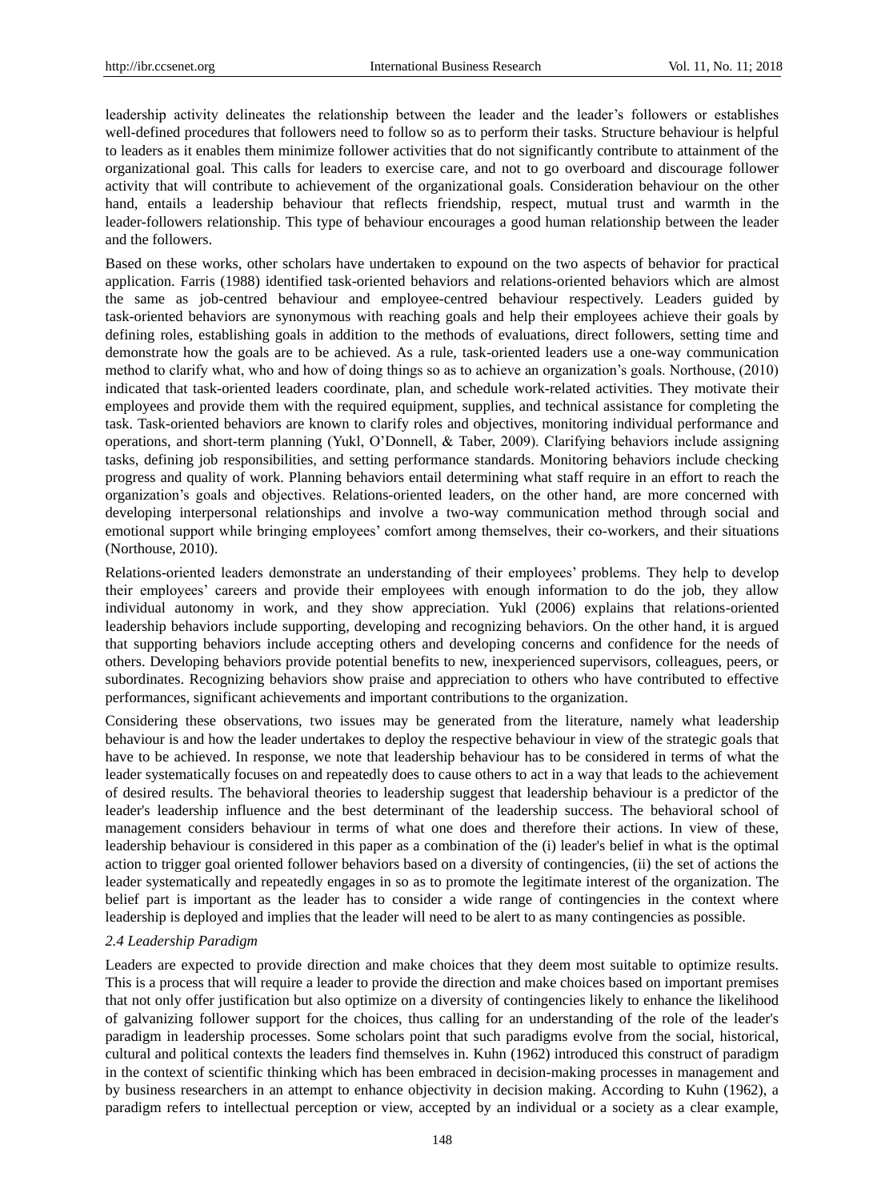leadership activity delineates the relationship between the leader and the leader's followers or establishes well-defined procedures that followers need to follow so as to perform their tasks. Structure behaviour is helpful to leaders as it enables them minimize follower activities that do not significantly contribute to attainment of the organizational goal. This calls for leaders to exercise care, and not to go overboard and discourage follower activity that will contribute to achievement of the organizational goals. Consideration behaviour on the other hand, entails a leadership behaviour that reflects friendship, respect, mutual trust and warmth in the leader-followers relationship. This type of behaviour encourages a good human relationship between the leader and the followers.

Based on these works, other scholars have undertaken to expound on the two aspects of behavior for practical application. Farris (1988) identified task-oriented behaviors and relations-oriented behaviors which are almost the same as job-centred behaviour and employee-centred behaviour respectively. Leaders guided by task-oriented behaviors are synonymous with reaching goals and help their employees achieve their goals by defining roles, establishing goals in addition to the methods of evaluations, direct followers, setting time and demonstrate how the goals are to be achieved. As a rule, task-oriented leaders use a one-way communication method to clarify what, who and how of doing things so as to achieve an organization's goals. Northouse, (2010) indicated that task-oriented leaders coordinate, plan, and schedule work-related activities. They motivate their employees and provide them with the required equipment, supplies, and technical assistance for completing the task. Task-oriented behaviors are known to clarify roles and objectives, monitoring individual performance and operations, and short-term planning (Yukl, O'Donnell, & Taber, 2009). Clarifying behaviors include assigning tasks, defining job responsibilities, and setting performance standards. Monitoring behaviors include checking progress and quality of work. Planning behaviors entail determining what staff require in an effort to reach the organization's goals and objectives. Relations-oriented leaders, on the other hand, are more concerned with developing interpersonal relationships and involve a two-way communication method through social and emotional support while bringing employees' comfort among themselves, their co-workers, and their situations (Northouse, 2010).

Relations-oriented leaders demonstrate an understanding of their employees' problems. They help to develop their employees' careers and provide their employees with enough information to do the job, they allow individual autonomy in work, and they show appreciation. Yukl (2006) explains that relations-oriented leadership behaviors include supporting, developing and recognizing behaviors. On the other hand, it is argued that supporting behaviors include accepting others and developing concerns and confidence for the needs of others. Developing behaviors provide potential benefits to new, inexperienced supervisors, colleagues, peers, or subordinates. Recognizing behaviors show praise and appreciation to others who have contributed to effective performances, significant achievements and important contributions to the organization.

Considering these observations, two issues may be generated from the literature, namely what leadership behaviour is and how the leader undertakes to deploy the respective behaviour in view of the strategic goals that have to be achieved. In response, we note that leadership behaviour has to be considered in terms of what the leader systematically focuses on and repeatedly does to cause others to act in a way that leads to the achievement of desired results. The behavioral theories to leadership suggest that leadership behaviour is a predictor of the leader's leadership influence and the best determinant of the leadership success. The behavioral school of management considers behaviour in terms of what one does and therefore their actions. In view of these, leadership behaviour is considered in this paper as a combination of the (i) leader's belief in what is the optimal action to trigger goal oriented follower behaviors based on a diversity of contingencies, (ii) the set of actions the leader systematically and repeatedly engages in so as to promote the legitimate interest of the organization. The belief part is important as the leader has to consider a wide range of contingencies in the context where leadership is deployed and implies that the leader will need to be alert to as many contingencies as possible.

### *2.4 Leadership Paradigm*

Leaders are expected to provide direction and make choices that they deem most suitable to optimize results. This is a process that will require a leader to provide the direction and make choices based on important premises that not only offer justification but also optimize on a diversity of contingencies likely to enhance the likelihood of galvanizing follower support for the choices, thus calling for an understanding of the role of the leader's paradigm in leadership processes. Some scholars point that such paradigms evolve from the social, historical, cultural and political contexts the leaders find themselves in. Kuhn (1962) introduced this construct of paradigm in the context of scientific thinking which has been embraced in decision-making processes in management and by business researchers in an attempt to enhance objectivity in decision making. According to Kuhn (1962), a paradigm refers to intellectual perception or view, accepted by an individual or a society as a clear example,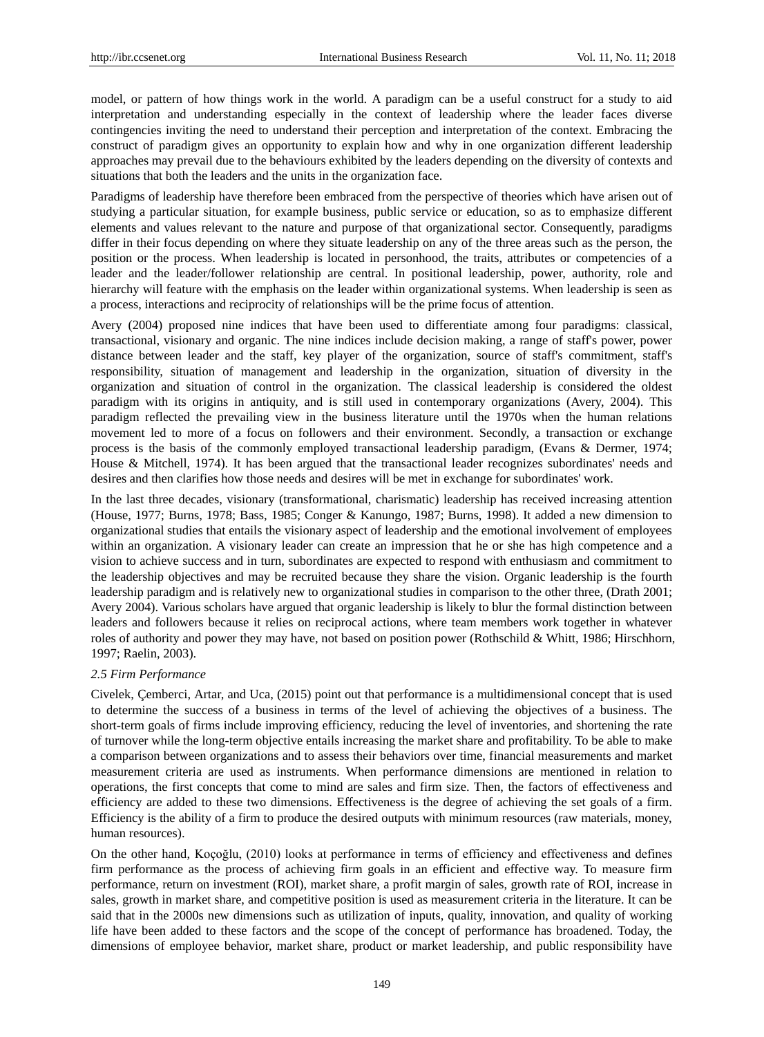model, or pattern of how things work in the world. A paradigm can be a useful construct for a study to aid interpretation and understanding especially in the context of leadership where the leader faces diverse contingencies inviting the need to understand their perception and interpretation of the context. Embracing the construct of paradigm gives an opportunity to explain how and why in one organization different leadership approaches may prevail due to the behaviours exhibited by the leaders depending on the diversity of contexts and situations that both the leaders and the units in the organization face.

Paradigms of leadership have therefore been embraced from the perspective of theories which have arisen out of studying a particular situation, for example business, public service or education, so as to emphasize different elements and values relevant to the nature and purpose of that organizational sector. Consequently, paradigms differ in their focus depending on where they situate leadership on any of the three areas such as the person, the position or the process. When leadership is located in personhood, the traits, attributes or competencies of a leader and the leader/follower relationship are central. In positional leadership, power, authority, role and hierarchy will feature with the emphasis on the leader within organizational systems. When leadership is seen as a process, interactions and reciprocity of relationships will be the prime focus of attention.

Avery (2004) proposed nine indices that have been used to differentiate among four paradigms: classical, transactional, visionary and organic. The nine indices include decision making, a range of staff's power, power distance between leader and the staff, key player of the organization, source of staff's commitment, staff's responsibility, situation of management and leadership in the organization, situation of diversity in the organization and situation of control in the organization. The classical leadership is considered the oldest paradigm with its origins in antiquity, and is still used in contemporary organizations (Avery, 2004). This paradigm reflected the prevailing view in the business literature until the 1970s when the human relations movement led to more of a focus on followers and their environment. Secondly, a transaction or exchange process is the basis of the commonly employed transactional leadership paradigm, (Evans & Dermer, 1974; House & Mitchell, 1974). It has been argued that the transactional leader recognizes subordinates' needs and desires and then clarifies how those needs and desires will be met in exchange for subordinates' work.

In the last three decades, visionary (transformational, charismatic) leadership has received increasing attention (House, 1977; Burns, 1978; Bass, 1985; Conger & Kanungo, 1987; Burns, 1998). It added a new dimension to organizational studies that entails the visionary aspect of leadership and the emotional involvement of employees within an organization. A visionary leader can create an impression that he or she has high competence and a vision to achieve success and in turn, subordinates are expected to respond with enthusiasm and commitment to the leadership objectives and may be recruited because they share the vision. Organic leadership is the fourth leadership paradigm and is relatively new to organizational studies in comparison to the other three, (Drath 2001; Avery 2004). Various scholars have argued that organic leadership is likely to blur the formal distinction between leaders and followers because it relies on reciprocal actions, where team members work together in whatever roles of authority and power they may have, not based on position power (Rothschild & Whitt, 1986; Hirschhorn, 1997; Raelin, 2003).

### *2.5 Firm Performance*

Civelek, Çemberci, Artar, and Uca, (2015) point out that performance is a multidimensional concept that is used to determine the success of a business in terms of the level of achieving the objectives of a business. The short-term goals of firms include improving efficiency, reducing the level of inventories, and shortening the rate of turnover while the long-term objective entails increasing the market share and profitability. To be able to make a comparison between organizations and to assess their behaviors over time, financial measurements and market measurement criteria are used as instruments. When performance dimensions are mentioned in relation to operations, the first concepts that come to mind are sales and firm size. Then, the factors of effectiveness and efficiency are added to these two dimensions. Effectiveness is the degree of achieving the set goals of a firm. Efficiency is the ability of a firm to produce the desired outputs with minimum resources (raw materials, money, human resources).

On the other hand, Koçoğlu, (2010) looks at performance in terms of efficiency and effectiveness and defines firm performance as the process of achieving firm goals in an efficient and effective way. To measure firm performance, return on investment (ROI), market share, a profit margin of sales, growth rate of ROI, increase in sales, growth in market share, and competitive position is used as measurement criteria in the literature. It can be said that in the 2000s new dimensions such as utilization of inputs, quality, innovation, and quality of working life have been added to these factors and the scope of the concept of performance has broadened. Today, the dimensions of employee behavior, market share, product or market leadership, and public responsibility have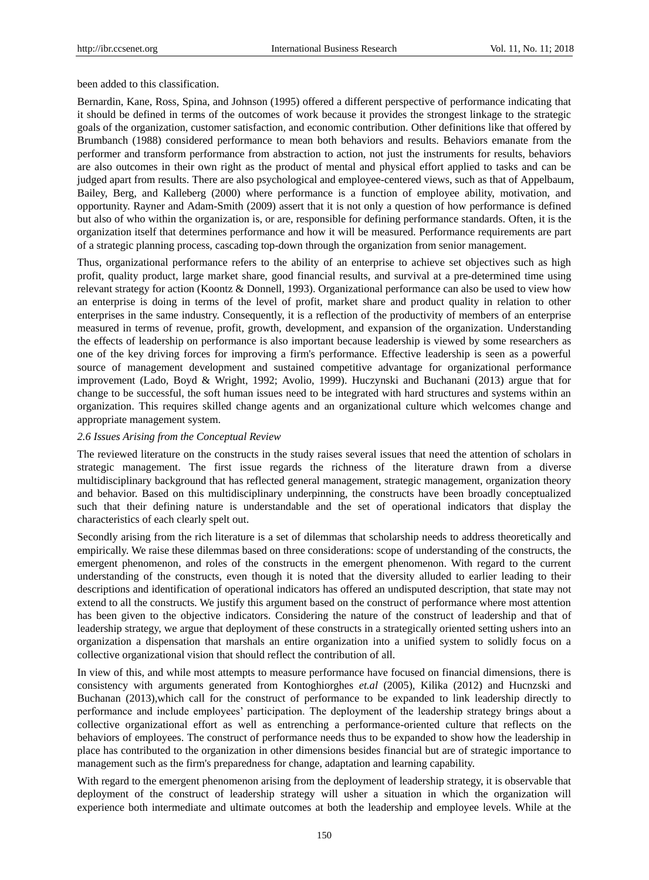been added to this classification.

Bernardin, Kane, Ross, Spina, and Johnson (1995) offered a different perspective of performance indicating that it should be defined in terms of the outcomes of work because it provides the strongest linkage to the strategic goals of the organization, customer satisfaction, and economic contribution. Other definitions like that offered by Brumbanch (1988) considered performance to mean both behaviors and results. Behaviors emanate from the performer and transform performance from abstraction to action, not just the instruments for results, behaviors are also outcomes in their own right as the product of mental and physical effort applied to tasks and can be judged apart from results. There are also psychological and employee-centered views, such as that of Appelbaum, Bailey, Berg, and Kalleberg (2000) where performance is a function of employee ability, motivation, and opportunity. Rayner and Adam-Smith (2009) assert that it is not only a question of how performance is defined but also of who within the organization is, or are, responsible for defining performance standards. Often, it is the organization itself that determines performance and how it will be measured. Performance requirements are part of a strategic planning process, cascading top-down through the organization from senior management.

Thus, organizational performance refers to the ability of an enterprise to achieve set objectives such as high profit, quality product, large market share, good financial results, and survival at a pre-determined time using relevant strategy for action (Koontz & Donnell, 1993). Organizational performance can also be used to view how an enterprise is doing in terms of the level of profit, market share and product quality in relation to other enterprises in the same industry. Consequently, it is a reflection of the productivity of members of an enterprise measured in terms of revenue, profit, growth, development, and expansion of the organization. Understanding the effects of leadership on performance is also important because leadership is viewed by some researchers as one of the key driving forces for improving a firm's performance. Effective leadership is seen as a powerful source of management development and sustained competitive advantage for organizational performance improvement (Lado, Boyd & Wright, 1992; Avolio, 1999). Huczynski and Buchanani (2013) argue that for change to be successful, the soft human issues need to be integrated with hard structures and systems within an organization. This requires skilled change agents and an organizational culture which welcomes change and appropriate management system.

### *2.6 Issues Arising from the Conceptual Review*

The reviewed literature on the constructs in the study raises several issues that need the attention of scholars in strategic management. The first issue regards the richness of the literature drawn from a diverse multidisciplinary background that has reflected general management, strategic management, organization theory and behavior. Based on this multidisciplinary underpinning, the constructs have been broadly conceptualized such that their defining nature is understandable and the set of operational indicators that display the characteristics of each clearly spelt out.

Secondly arising from the rich literature is a set of dilemmas that scholarship needs to address theoretically and empirically. We raise these dilemmas based on three considerations: scope of understanding of the constructs, the emergent phenomenon, and roles of the constructs in the emergent phenomenon. With regard to the current understanding of the constructs, even though it is noted that the diversity alluded to earlier leading to their descriptions and identification of operational indicators has offered an undisputed description, that state may not extend to all the constructs. We justify this argument based on the construct of performance where most attention has been given to the objective indicators. Considering the nature of the construct of leadership and that of leadership strategy, we argue that deployment of these constructs in a strategically oriented setting ushers into an organization a dispensation that marshals an entire organization into a unified system to solidly focus on a collective organizational vision that should reflect the contribution of all.

In view of this, and while most attempts to measure performance have focused on financial dimensions, there is consistency with arguments generated from Kontoghiorghes *et.al* (2005), Kilika (2012) and Hucnzski and Buchanan (2013),which call for the construct of performance to be expanded to link leadership directly to performance and include employees' participation. The deployment of the leadership strategy brings about a collective organizational effort as well as entrenching a performance-oriented culture that reflects on the behaviors of employees. The construct of performance needs thus to be expanded to show how the leadership in place has contributed to the organization in other dimensions besides financial but are of strategic importance to management such as the firm's preparedness for change, adaptation and learning capability.

With regard to the emergent phenomenon arising from the deployment of leadership strategy, it is observable that deployment of the construct of leadership strategy will usher a situation in which the organization will experience both intermediate and ultimate outcomes at both the leadership and employee levels. While at the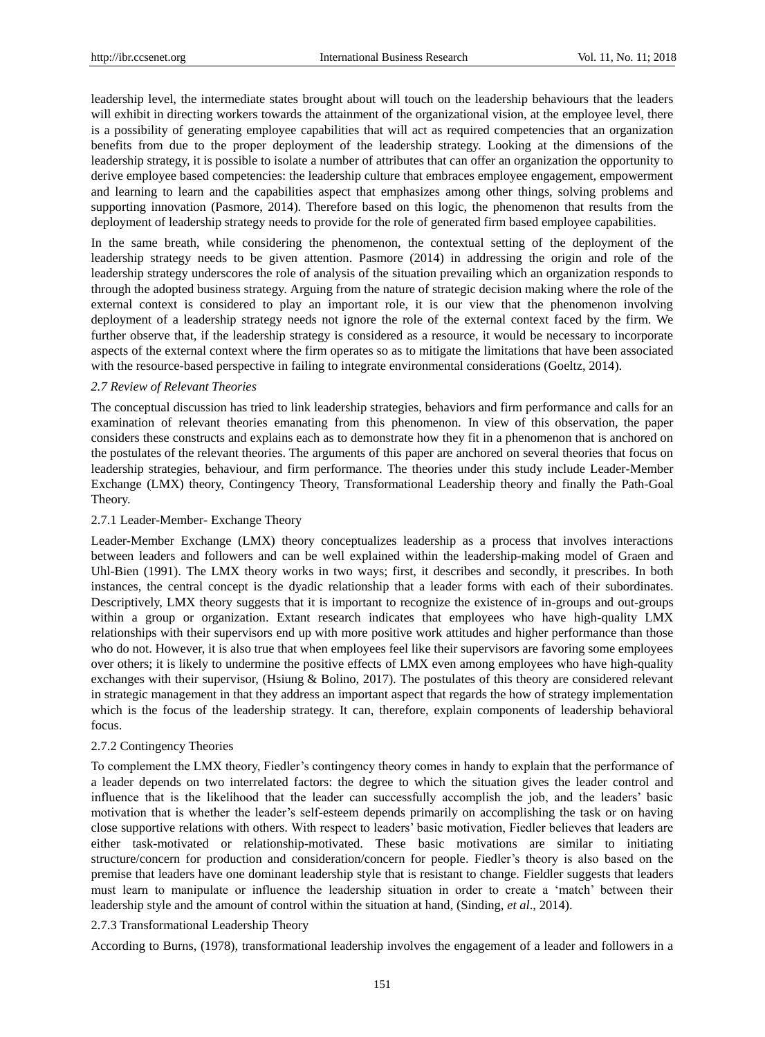leadership level, the intermediate states brought about will touch on the leadership behaviours that the leaders will exhibit in directing workers towards the attainment of the organizational vision, at the employee level, there is a possibility of generating employee capabilities that will act as required competencies that an organization benefits from due to the proper deployment of the leadership strategy. Looking at the dimensions of the leadership strategy, it is possible to isolate a number of attributes that can offer an organization the opportunity to derive employee based competencies: the leadership culture that embraces employee engagement, empowerment and learning to learn and the capabilities aspect that emphasizes among other things, solving problems and supporting innovation (Pasmore, 2014). Therefore based on this logic, the phenomenon that results from the deployment of leadership strategy needs to provide for the role of generated firm based employee capabilities.

In the same breath, while considering the phenomenon, the contextual setting of the deployment of the leadership strategy needs to be given attention. Pasmore (2014) in addressing the origin and role of the leadership strategy underscores the role of analysis of the situation prevailing which an organization responds to through the adopted business strategy. Arguing from the nature of strategic decision making where the role of the external context is considered to play an important role, it is our view that the phenomenon involving deployment of a leadership strategy needs not ignore the role of the external context faced by the firm. We further observe that, if the leadership strategy is considered as a resource, it would be necessary to incorporate aspects of the external context where the firm operates so as to mitigate the limitations that have been associated with the resource-based perspective in failing to integrate environmental considerations (Goeltz, 2014).

### *2.7 Review of Relevant Theories*

The conceptual discussion has tried to link leadership strategies, behaviors and firm performance and calls for an examination of relevant theories emanating from this phenomenon. In view of this observation, the paper considers these constructs and explains each as to demonstrate how they fit in a phenomenon that is anchored on the postulates of the relevant theories. The arguments of this paper are anchored on several theories that focus on leadership strategies, behaviour, and firm performance. The theories under this study include Leader-Member Exchange (LMX) theory, Contingency Theory, Transformational Leadership theory and finally the Path-Goal Theory.

#### 2.7.1 Leader-Member- Exchange Theory

Leader-Member Exchange (LMX) theory conceptualizes leadership as a process that involves interactions between leaders and followers and can be well explained within the leadership-making model of Graen and Uhl-Bien (1991). The LMX theory works in two ways; first, it describes and secondly, it prescribes. In both instances, the central concept is the dyadic relationship that a leader forms with each of their subordinates. Descriptively, LMX theory suggests that it is important to recognize the existence of in-groups and out-groups within a group or organization. Extant research indicates that employees who have high-quality LMX relationships with their supervisors end up with more positive work attitudes and higher performance than those who do not. However, it is also true that when employees feel like their supervisors are favoring some employees over others; it is likely to undermine the positive effects of LMX even among employees who have high-quality exchanges with their supervisor, (Hsiung & Bolino, 2017). The postulates of this theory are considered relevant in strategic management in that they address an important aspect that regards the how of strategy implementation which is the focus of the leadership strategy. It can, therefore, explain components of leadership behavioral focus.

#### 2.7.2 Contingency Theories

To complement the LMX theory, Fiedler's contingency theory comes in handy to explain that the performance of a leader depends on two interrelated factors: the degree to which the situation gives the leader control and influence that is the likelihood that the leader can successfully accomplish the job, and the leaders' basic motivation that is whether the leader's self-esteem depends primarily on accomplishing the task or on having close supportive relations with others. With respect to leaders' basic motivation, Fiedler believes that leaders are either task-motivated or relationship-motivated. These basic motivations are similar to initiating structure/concern for production and consideration/concern for people. Fiedler's theory is also based on the premise that leaders have one dominant leadership style that is resistant to change. Fieldler suggests that leaders must learn to manipulate or influence the leadership situation in order to create a 'match' between their leadership style and the amount of control within the situation at hand, (Sinding, *et al*., 2014).

#### 2.7.3 Transformational Leadership Theory

According to Burns, (1978), transformational leadership involves the engagement of a leader and followers in a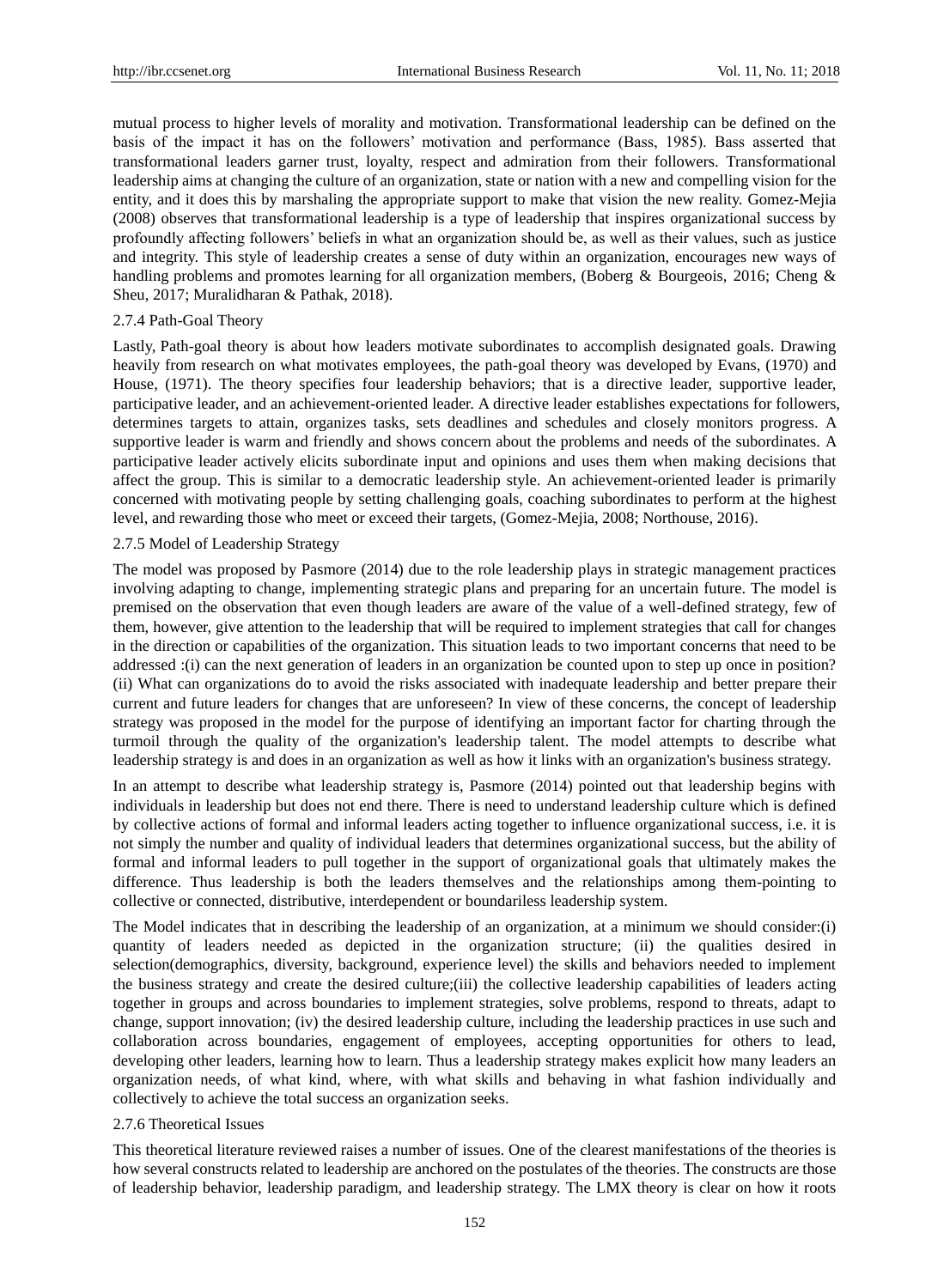mutual process to higher levels of morality and motivation. Transformational leadership can be defined on the basis of the impact it has on the followers' motivation and performance (Bass, 1985). Bass asserted that transformational leaders garner trust, loyalty, respect and admiration from their followers. Transformational leadership aims at changing the culture of an organization, state or nation with a new and compelling vision for the entity, and it does this by marshaling the appropriate support to make that vision the new reality. Gomez-Mejia (2008) observes that transformational leadership is a type of leadership that inspires organizational success by profoundly affecting followers' beliefs in what an organization should be, as well as their values, such as justice and integrity. This style of leadership creates a sense of duty within an organization, encourages new ways of handling problems and promotes learning for all organization members, (Boberg & Bourgeois, 2016; Cheng & Sheu, 2017; Muralidharan & Pathak, 2018).

#### 2.7.4 Path-Goal Theory

Lastly, Path-goal theory is about how leaders motivate subordinates to accomplish designated goals. Drawing heavily from research on what motivates employees, the path-goal theory was developed by Evans, (1970) and House, (1971). The theory specifies four leadership behaviors; that is a directive leader, supportive leader, participative leader, and an achievement-oriented leader. A directive leader establishes expectations for followers, determines targets to attain, organizes tasks, sets deadlines and schedules and closely monitors progress. A supportive leader is warm and friendly and shows concern about the problems and needs of the subordinates. A participative leader actively elicits subordinate input and opinions and uses them when making decisions that affect the group. This is similar to a democratic leadership style. An achievement-oriented leader is primarily concerned with motivating people by setting challenging goals, coaching subordinates to perform at the highest level, and rewarding those who meet or exceed their targets, (Gomez-Mejia, 2008; Northouse, 2016).

#### 2.7.5 Model of Leadership Strategy

The model was proposed by Pasmore (2014) due to the role leadership plays in strategic management practices involving adapting to change, implementing strategic plans and preparing for an uncertain future. The model is premised on the observation that even though leaders are aware of the value of a well-defined strategy, few of them, however, give attention to the leadership that will be required to implement strategies that call for changes in the direction or capabilities of the organization. This situation leads to two important concerns that need to be addressed :(i) can the next generation of leaders in an organization be counted upon to step up once in position? (ii) What can organizations do to avoid the risks associated with inadequate leadership and better prepare their current and future leaders for changes that are unforeseen? In view of these concerns, the concept of leadership strategy was proposed in the model for the purpose of identifying an important factor for charting through the turmoil through the quality of the organization's leadership talent. The model attempts to describe what leadership strategy is and does in an organization as well as how it links with an organization's business strategy.

In an attempt to describe what leadership strategy is, Pasmore (2014) pointed out that leadership begins with individuals in leadership but does not end there. There is need to understand leadership culture which is defined by collective actions of formal and informal leaders acting together to influence organizational success, i.e. it is not simply the number and quality of individual leaders that determines organizational success, but the ability of formal and informal leaders to pull together in the support of organizational goals that ultimately makes the difference. Thus leadership is both the leaders themselves and the relationships among them-pointing to collective or connected, distributive, interdependent or boundariless leadership system.

The Model indicates that in describing the leadership of an organization, at a minimum we should consider:(i) quantity of leaders needed as depicted in the organization structure; (ii) the qualities desired in selection(demographics, diversity, background, experience level) the skills and behaviors needed to implement the business strategy and create the desired culture;(iii) the collective leadership capabilities of leaders acting together in groups and across boundaries to implement strategies, solve problems, respond to threats, adapt to change, support innovation; (iv) the desired leadership culture, including the leadership practices in use such and collaboration across boundaries, engagement of employees, accepting opportunities for others to lead, developing other leaders, learning how to learn. Thus a leadership strategy makes explicit how many leaders an organization needs, of what kind, where, with what skills and behaving in what fashion individually and collectively to achieve the total success an organization seeks.

#### 2.7.6 Theoretical Issues

This theoretical literature reviewed raises a number of issues. One of the clearest manifestations of the theories is how several constructs related to leadership are anchored on the postulates of the theories. The constructs are those of leadership behavior, leadership paradigm, and leadership strategy. The LMX theory is clear on how it roots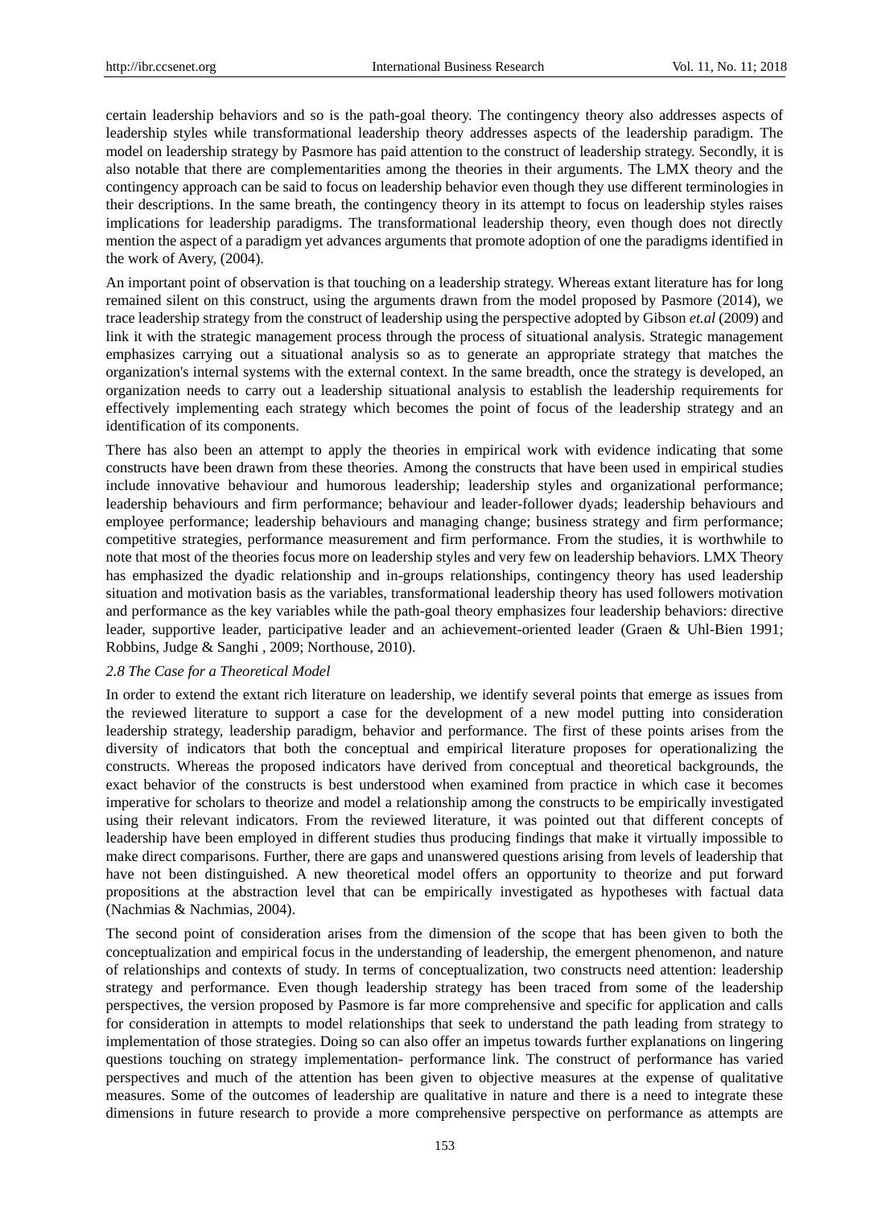certain leadership behaviors and so is the path-goal theory. The contingency theory also addresses aspects of leadership styles while transformational leadership theory addresses aspects of the leadership paradigm. The model on leadership strategy by Pasmore has paid attention to the construct of leadership strategy. Secondly, it is also notable that there are complementarities among the theories in their arguments. The LMX theory and the contingency approach can be said to focus on leadership behavior even though they use different terminologies in their descriptions. In the same breath, the contingency theory in its attempt to focus on leadership styles raises implications for leadership paradigms. The transformational leadership theory, even though does not directly mention the aspect of a paradigm yet advances arguments that promote adoption of one the paradigms identified in the work of Avery, (2004).

An important point of observation is that touching on a leadership strategy. Whereas extant literature has for long remained silent on this construct, using the arguments drawn from the model proposed by Pasmore (2014), we trace leadership strategy from the construct of leadership using the perspective adopted by Gibson *et.al* (2009) and link it with the strategic management process through the process of situational analysis. Strategic management emphasizes carrying out a situational analysis so as to generate an appropriate strategy that matches the organization's internal systems with the external context. In the same breadth, once the strategy is developed, an organization needs to carry out a leadership situational analysis to establish the leadership requirements for effectively implementing each strategy which becomes the point of focus of the leadership strategy and an identification of its components.

There has also been an attempt to apply the theories in empirical work with evidence indicating that some constructs have been drawn from these theories. Among the constructs that have been used in empirical studies include innovative behaviour and humorous leadership; leadership styles and organizational performance; leadership behaviours and firm performance; behaviour and leader-follower dyads; leadership behaviours and employee performance; leadership behaviours and managing change; business strategy and firm performance; competitive strategies, performance measurement and firm performance. From the studies, it is worthwhile to note that most of the theories focus more on leadership styles and very few on leadership behaviors. LMX Theory has emphasized the dyadic relationship and in-groups relationships, contingency theory has used leadership situation and motivation basis as the variables, transformational leadership theory has used followers motivation and performance as the key variables while the path-goal theory emphasizes four leadership behaviors: directive leader, supportive leader, participative leader and an achievement-oriented leader (Graen & Uhl-Bien 1991; Robbins, Judge & Sanghi , 2009; Northouse, 2010).

### *2.8 The Case for a Theoretical Model*

In order to extend the extant rich literature on leadership, we identify several points that emerge as issues from the reviewed literature to support a case for the development of a new model putting into consideration leadership strategy, leadership paradigm, behavior and performance. The first of these points arises from the diversity of indicators that both the conceptual and empirical literature proposes for operationalizing the constructs. Whereas the proposed indicators have derived from conceptual and theoretical backgrounds, the exact behavior of the constructs is best understood when examined from practice in which case it becomes imperative for scholars to theorize and model a relationship among the constructs to be empirically investigated using their relevant indicators. From the reviewed literature, it was pointed out that different concepts of leadership have been employed in different studies thus producing findings that make it virtually impossible to make direct comparisons. Further, there are gaps and unanswered questions arising from levels of leadership that have not been distinguished. A new theoretical model offers an opportunity to theorize and put forward propositions at the abstraction level that can be empirically investigated as hypotheses with factual data (Nachmias & Nachmias, 2004).

The second point of consideration arises from the dimension of the scope that has been given to both the conceptualization and empirical focus in the understanding of leadership, the emergent phenomenon, and nature of relationships and contexts of study. In terms of conceptualization, two constructs need attention: leadership strategy and performance. Even though leadership strategy has been traced from some of the leadership perspectives, the version proposed by Pasmore is far more comprehensive and specific for application and calls for consideration in attempts to model relationships that seek to understand the path leading from strategy to implementation of those strategies. Doing so can also offer an impetus towards further explanations on lingering questions touching on strategy implementation- performance link. The construct of performance has varied perspectives and much of the attention has been given to objective measures at the expense of qualitative measures. Some of the outcomes of leadership are qualitative in nature and there is a need to integrate these dimensions in future research to provide a more comprehensive perspective on performance as attempts are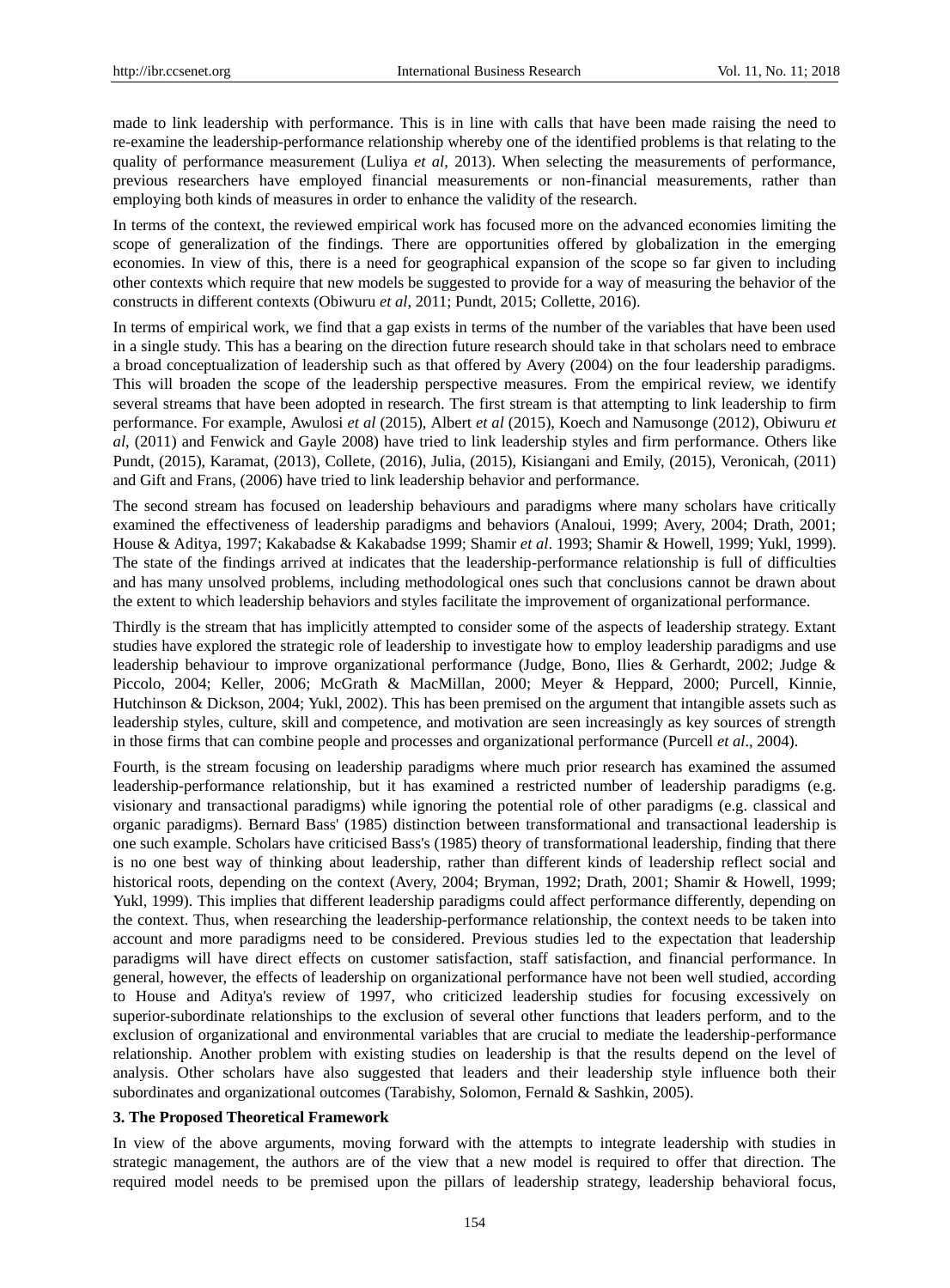made to link leadership with performance. This is in line with calls that have been made raising the need to re-examine the leadership-performance relationship whereby one of the identified problems is that relating to the quality of performance measurement (Luliya *et al*, 2013). When selecting the measurements of performance, previous researchers have employed financial measurements or non-financial measurements, rather than employing both kinds of measures in order to enhance the validity of the research.

In terms of the context, the reviewed empirical work has focused more on the advanced economies limiting the scope of generalization of the findings. There are opportunities offered by globalization in the emerging economies. In view of this, there is a need for geographical expansion of the scope so far given to including other contexts which require that new models be suggested to provide for a way of measuring the behavior of the constructs in different contexts (Obiwuru *et al*, 2011; Pundt, 2015; Collette, 2016).

In terms of empirical work, we find that a gap exists in terms of the number of the variables that have been used in a single study. This has a bearing on the direction future research should take in that scholars need to embrace a broad conceptualization of leadership such as that offered by Avery (2004) on the four leadership paradigms. This will broaden the scope of the leadership perspective measures. From the empirical review, we identify several streams that have been adopted in research. The first stream is that attempting to link leadership to firm performance. For example, Awulosi *et al* (2015), Albert *et al* (2015), Koech and Namusonge (2012), Obiwuru *et al*, (2011) and Fenwick and Gayle 2008) have tried to link leadership styles and firm performance. Others like Pundt, (2015), Karamat, (2013), Collete, (2016), Julia, (2015), Kisiangani and Emily, (2015), Veronicah, (2011) and Gift and Frans, (2006) have tried to link leadership behavior and performance.

The second stream has focused on leadership behaviours and paradigms where many scholars have critically examined the effectiveness of leadership paradigms and behaviors (Analoui, 1999; Avery, 2004; Drath, 2001; House & Aditya, 1997; Kakabadse & Kakabadse 1999; Shamir *et al*. 1993; Shamir & Howell, 1999; Yukl, 1999). The state of the findings arrived at indicates that the leadership-performance relationship is full of difficulties and has many unsolved problems, including methodological ones such that conclusions cannot be drawn about the extent to which leadership behaviors and styles facilitate the improvement of organizational performance.

Thirdly is the stream that has implicitly attempted to consider some of the aspects of leadership strategy. Extant studies have explored the strategic role of leadership to investigate how to employ leadership paradigms and use leadership behaviour to improve organizational performance (Judge, Bono, Ilies & Gerhardt, 2002; Judge & Piccolo, 2004; Keller, 2006; McGrath & MacMillan, 2000; Meyer & Heppard, 2000; Purcell, Kinnie, Hutchinson & Dickson, 2004; Yukl, 2002). This has been premised on the argument that intangible assets such as leadership styles, culture, skill and competence, and motivation are seen increasingly as key sources of strength in those firms that can combine people and processes and organizational performance (Purcell *et al*., 2004).

Fourth, is the stream focusing on leadership paradigms where much prior research has examined the assumed leadership-performance relationship, but it has examined a restricted number of leadership paradigms (e.g. visionary and transactional paradigms) while ignoring the potential role of other paradigms (e.g. classical and organic paradigms). Bernard Bass' (1985) distinction between transformational and transactional leadership is one such example. Scholars have criticised Bass's (1985) theory of transformational leadership, finding that there is no one best way of thinking about leadership, rather than different kinds of leadership reflect social and historical roots, depending on the context (Avery, 2004; Bryman, 1992; Drath, 2001; Shamir & Howell, 1999; Yukl, 1999). This implies that different leadership paradigms could affect performance differently, depending on the context. Thus, when researching the leadership-performance relationship, the context needs to be taken into account and more paradigms need to be considered. Previous studies led to the expectation that leadership paradigms will have direct effects on customer satisfaction, staff satisfaction, and financial performance. In general, however, the effects of leadership on organizational performance have not been well studied, according to House and Aditya's review of 1997, who criticized leadership studies for focusing excessively on superior-subordinate relationships to the exclusion of several other functions that leaders perform, and to the exclusion of organizational and environmental variables that are crucial to mediate the leadership-performance relationship. Another problem with existing studies on leadership is that the results depend on the level of analysis. Other scholars have also suggested that leaders and their leadership style influence both their subordinates and organizational outcomes (Tarabishy, Solomon, Fernald & Sashkin, 2005).

### 3. The Proposed Theoretical Framework

In view of the above arguments, moving forward with the attempts to integrate leadership with studies in strategic management, the authors are of the view that a new model is required to offer that direction. The required model needs to be premised upon the pillars of leadership strategy, leadership behavioral focus,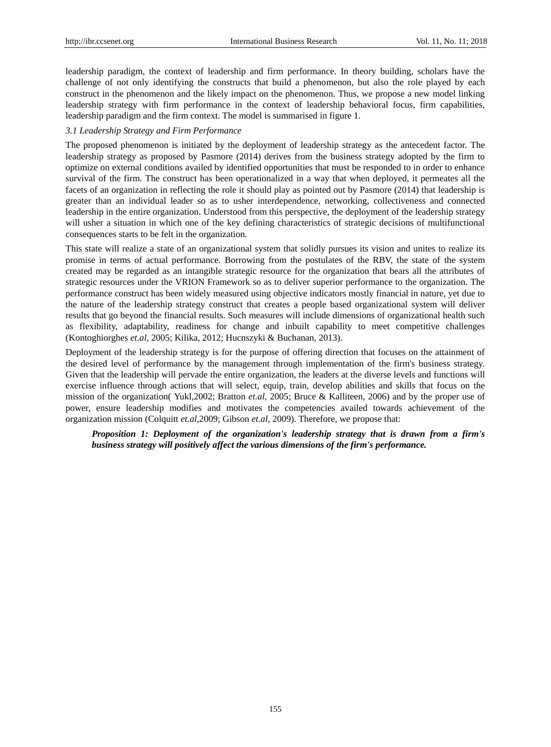leadership paradigm, the context of leadership and firm performance. In theory building, scholars have the challenge of not only identifying the constructs that build a phenomenon, but also the role played by each construct in the phenomenon and the likely impact on the phenomenon. Thus, we propose a new model linking leadership strategy with firm performance in the context of leadership behavioral focus, firm capabilities, leadership paradigm and the firm context. The model is summarised in figure 1.

### *3.1 Leadership Strategy and Firm Performance*

The proposed phenomenon is initiated by the deployment of leadership strategy as the antecedent factor. The leadership strategy as proposed by Pasmore (2014) derives from the business strategy adopted by the firm to optimize on external conditions availed by identified opportunities that must be responded to in order to enhance survival of the firm. The construct has been operationalized in a way that when deployed, it permeates all the facets of an organization in reflecting the role it should play as pointed out by Pasmore (2014) that leadership is greater than an individual leader so as to usher interdependence, networking, collectiveness and connected leadership in the entire organization. Understood from this perspective, the deployment of the leadership strategy will usher a situation in which one of the key defining characteristics of strategic decisions of multifunctional consequences starts to be felt in the organization.

This state will realize a state of an organizational system that solidly pursues its vision and unites to realize its promise in terms of actual performance. Borrowing from the postulates of the RBV, the state of the system created may be regarded as an intangible strategic resource for the organization that bears all the attributes of strategic resources under the VRION Framework so as to deliver superior performance to the organization. The performance construct has been widely measured using objective indicators mostly financial in nature, yet due to the nature of the leadership strategy construct that creates a people based organizational system will deliver results that go beyond the financial results. Such measures will include dimensions of organizational health such as flexibility, adaptability, readiness for change and inbuilt capability to meet competitive challenges (Kontoghiorghes *et.al,* 2005; Kilika, 2012; Hucnszyki & Buchanan, 2013).

Deployment of the leadership strategy is for the purpose of offering direction that focuses on the attainment of the desired level of performance by the management through implementation of the firm's business strategy. Given that the leadership will pervade the entire organization, the leaders at the diverse levels and functions will exercise influence through actions that will select, equip, train, develop abilities and skills that focus on the mission of the organization( Yukl,2002; Bratton *et.al,* 2005; Bruce & Kalliteen, 2006) and by the proper use of power, ensure leadership modifies and motivates the competencies availed towards achievement of the organization mission (Colquitt *et.al*,2009; Gibson *et.al*, 2009). Therefore, we propose that:

> ***Proposition 1: Deployment of the organization's leadership strategy that is drawn from a firm's business strategy will positively affect the various dimensions of the firm's performance.***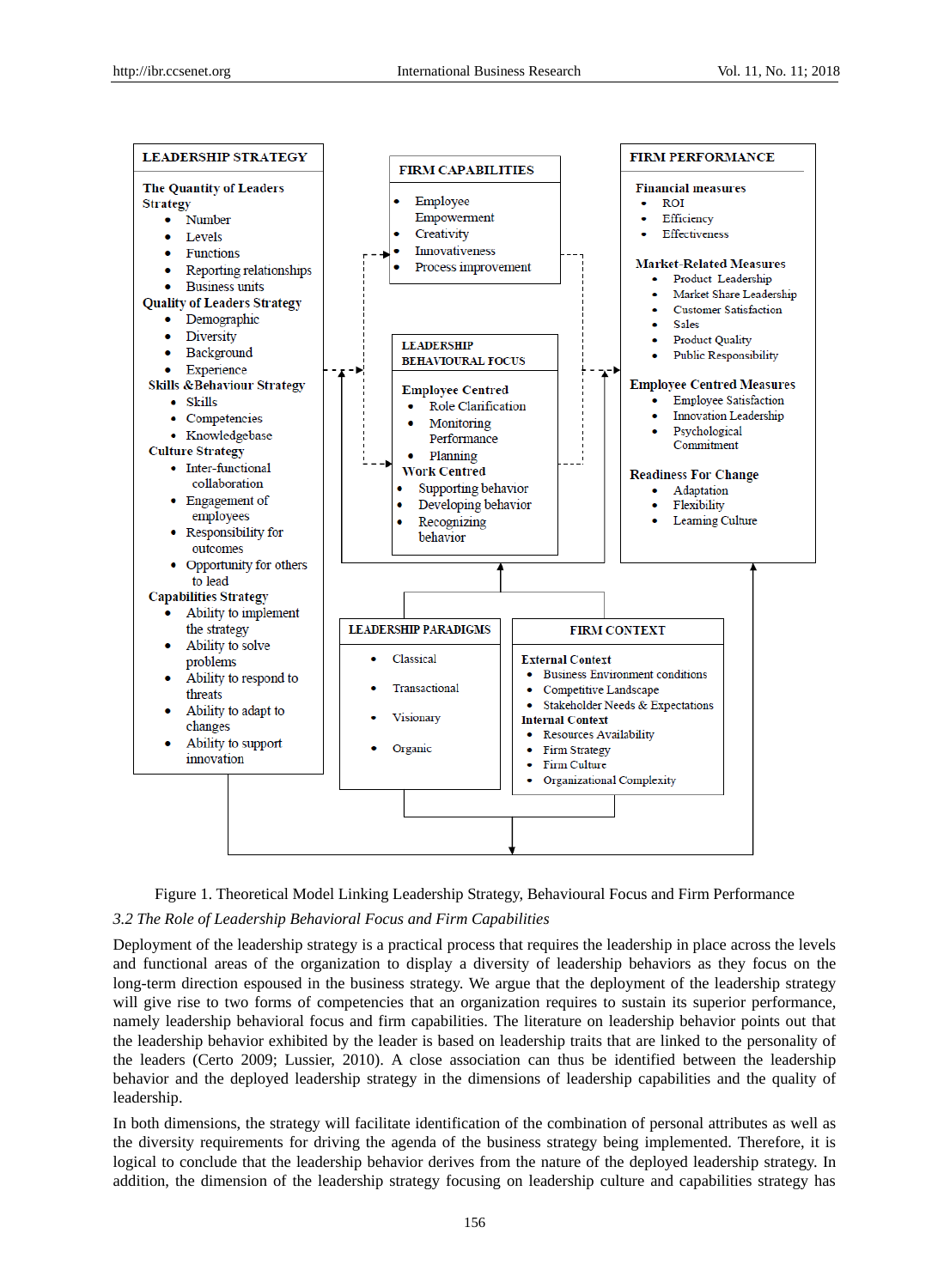**LEADERSHIP STRATEGY**

**The Quantity of Leaders Strategy**
- Number
- Levels
- Functions
- Reporting relationships
- Business units

**Quality of Leaders Strategy**
- Demographic
- Diversity
- Background
- Experience

**Skills &Behaviour Strategy**
- Skills
- Competencies
- Knowledgebase

**Culture Strategy**
- Inter-functional collaboration
- Engagement of employees
- Responsibility for outcomes
- Opportunity for others to lead

**Capabilities Strategy**
- Ability to implement the strategy
- Ability to solve problems
- Ability to respond to threats
- Ability to adapt to changes
- Ability to support innovation

**FIRM CAPABILITIES**
- Employee Empowerment
- Creativity
- Innovativeness
- Process improvement

**LEADERSHIP BEHAVIOURAL FOCUS**

**Employee Centred**
- Role Clarification
- Monitoring Performance
- Planning

**Work Centred**
- Supporting behavior
- Developing behavior
- Recognizing behavior

**FIRM PERFORMANCE**

**Financial measures**
- ROI
- Efficiency
- Effectiveness

**Market-Related Measures**
- Product Leadership
- Market Share Leadership
- Customer Satisfaction
- Sales
- Product Quality
- Public Responsibility

**Employee Centred Measures**
- Employee Satisfaction
- Innovation Leadership
- Psychological Commitment

**Readiness For Change**
- Adaptation
- Flexibility
- Learning Culture

**LEADERSHIP PARADIGMS**
- Classical
- Transactional
- Visionary
- Organic

**FIRM CONTEXT**

**External Context**
- Business Environment conditions
- Competitive Landscape
- Stakeholder Needs & Expectations

**Internal Context**
- Resources Availability
- Firm Strategy
- Firm Culture
- Organizational Complexity

Figure 1. Theoretical Model Linking Leadership Strategy, Behavioural Focus and Firm Performance

### *3.2 The Role of Leadership Behavioral Focus and Firm Capabilities*

Deployment of the leadership strategy is a practical process that requires the leadership in place across the levels and functional areas of the organization to display a diversity of leadership behaviors as they focus on the long-term direction espoused in the business strategy. We argue that the deployment of the leadership strategy will give rise to two forms of competencies that an organization requires to sustain its superior performance, namely leadership behavioral focus and firm capabilities. The literature on leadership behavior points out that the leadership behavior exhibited by the leader is based on leadership traits that are linked to the personality of the leaders (Certo 2009; Lussier, 2010). A close association can thus be identified between the leadership behavior and the deployed leadership strategy in the dimensions of leadership capabilities and the quality of leadership.

In both dimensions, the strategy will facilitate identification of the combination of personal attributes as well as the diversity requirements for driving the agenda of the business strategy being implemented. Therefore, it is logical to conclude that the leadership behavior derives from the nature of the deployed leadership strategy. In addition, the dimension of the leadership strategy focusing on leadership culture and capabilities strategy has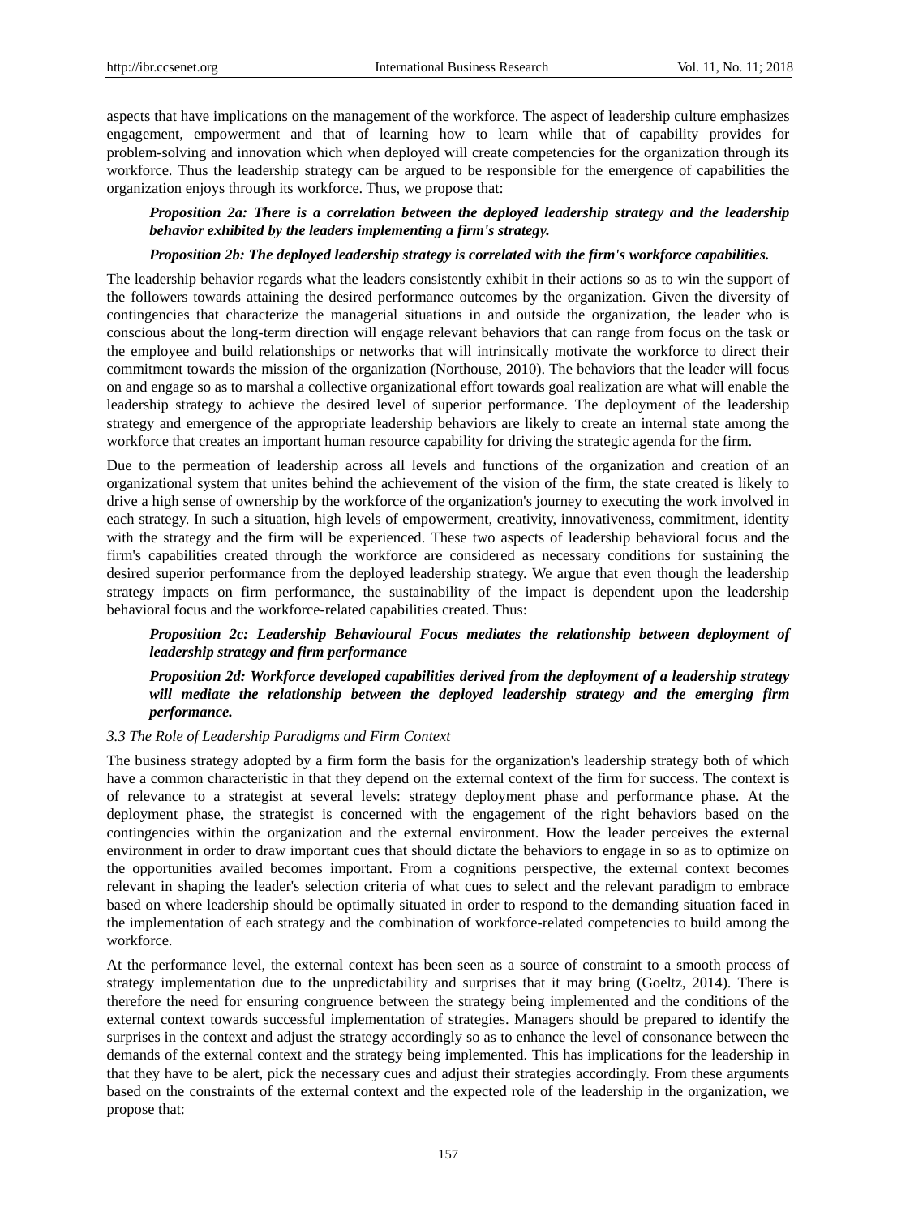aspects that have implications on the management of the workforce. The aspect of leadership culture emphasizes engagement, empowerment and that of learning how to learn while that of capability provides for problem-solving and innovation which when deployed will create competencies for the organization through its workforce. Thus the leadership strategy can be argued to be responsible for the emergence of capabilities the organization enjoys through its workforce. Thus, we propose that:

> ***Proposition 2a: There is a correlation between the deployed leadership strategy and the leadership behavior exhibited by the leaders implementing a firm's strategy.***
>
> ***Proposition 2b: The deployed leadership strategy is correlated with the firm's workforce capabilities.***

The leadership behavior regards what the leaders consistently exhibit in their actions so as to win the support of the followers towards attaining the desired performance outcomes by the organization. Given the diversity of contingencies that characterize the managerial situations in and outside the organization, the leader who is conscious about the long-term direction will engage relevant behaviors that can range from focus on the task or the employee and build relationships or networks that will intrinsically motivate the workforce to direct their commitment towards the mission of the organization (Northouse, 2010). The behaviors that the leader will focus on and engage so as to marshal a collective organizational effort towards goal realization are what will enable the leadership strategy to achieve the desired level of superior performance. The deployment of the leadership strategy and emergence of the appropriate leadership behaviors are likely to create an internal state among the workforce that creates an important human resource capability for driving the strategic agenda for the firm.

Due to the permeation of leadership across all levels and functions of the organization and creation of an organizational system that unites behind the achievement of the vision of the firm, the state created is likely to drive a high sense of ownership by the workforce of the organization's journey to executing the work involved in each strategy. In such a situation, high levels of empowerment, creativity, innovativeness, commitment, identity with the strategy and the firm will be experienced. These two aspects of leadership behavioral focus and the firm's capabilities created through the workforce are considered as necessary conditions for sustaining the desired superior performance from the deployed leadership strategy. We argue that even though the leadership strategy impacts on firm performance, the sustainability of the impact is dependent upon the leadership behavioral focus and the workforce-related capabilities created. Thus:

> ***Proposition 2c: Leadership Behavioural Focus mediates the relationship between deployment of leadership strategy and firm performance***
>
> ***Proposition 2d: Workforce developed capabilities derived from the deployment of a leadership strategy will mediate the relationship between the deployed leadership strategy and the emerging firm performance.***

### *3.3 The Role of Leadership Paradigms and Firm Context*

The business strategy adopted by a firm form the basis for the organization's leadership strategy both of which have a common characteristic in that they depend on the external context of the firm for success. The context is of relevance to a strategist at several levels: strategy deployment phase and performance phase. At the deployment phase, the strategist is concerned with the engagement of the right behaviors based on the contingencies within the organization and the external environment. How the leader perceives the external environment in order to draw important cues that should dictate the behaviors to engage in so as to optimize on the opportunities availed becomes important. From a cognitions perspective, the external context becomes relevant in shaping the leader's selection criteria of what cues to select and the relevant paradigm to embrace based on where leadership should be optimally situated in order to respond to the demanding situation faced in the implementation of each strategy and the combination of workforce-related competencies to build among the workforce.

At the performance level, the external context has been seen as a source of constraint to a smooth process of strategy implementation due to the unpredictability and surprises that it may bring (Goeltz, 2014). There is therefore the need for ensuring congruence between the strategy being implemented and the conditions of the external context towards successful implementation of strategies. Managers should be prepared to identify the surprises in the context and adjust the strategy accordingly so as to enhance the level of consonance between the demands of the external context and the strategy being implemented. This has implications for the leadership in that they have to be alert, pick the necessary cues and adjust their strategies accordingly. From these arguments based on the constraints of the external context and the expected role of the leadership in the organization, we propose that: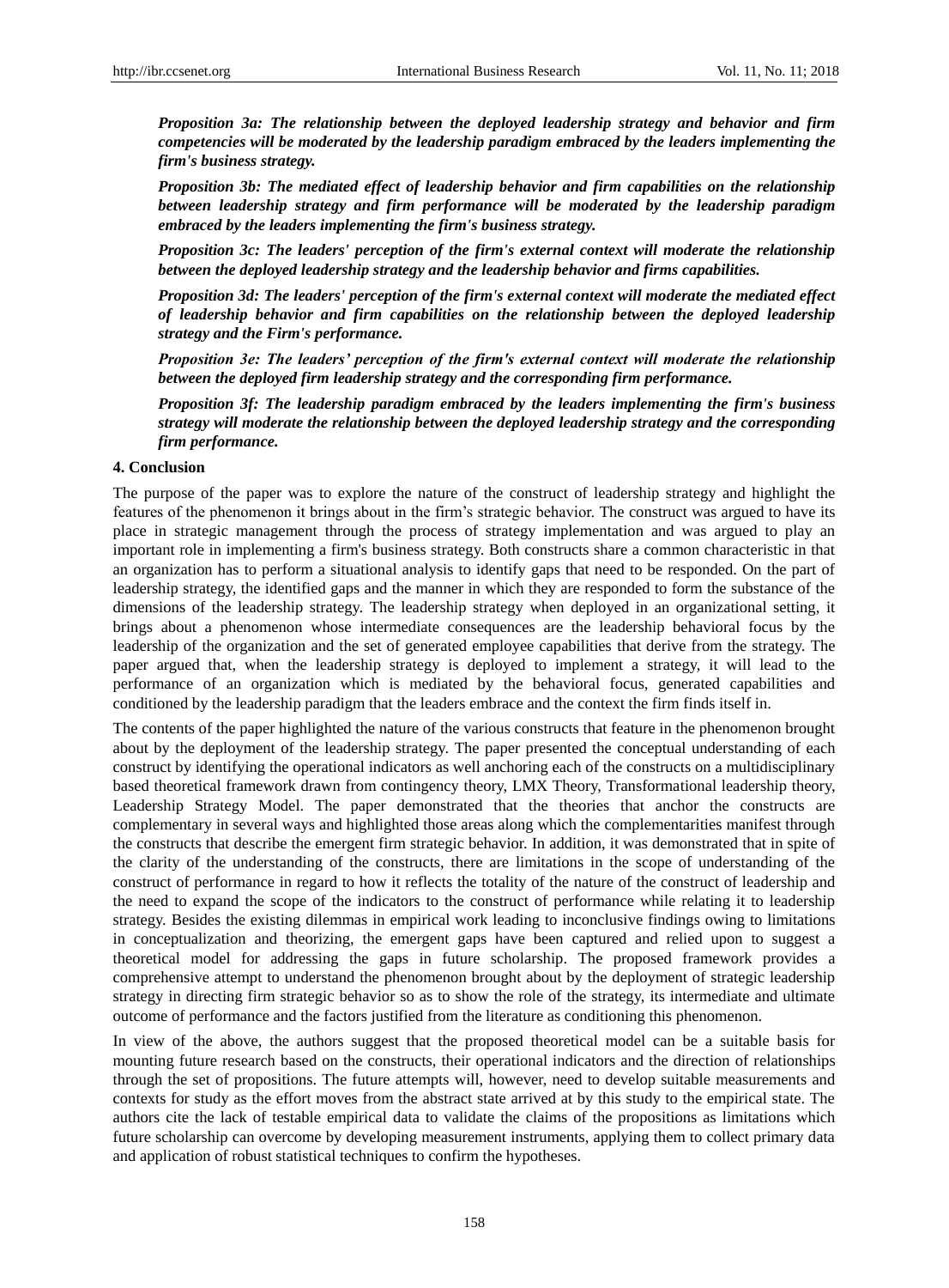***Proposition 3a: The relationship between the deployed leadership strategy and behavior and firm competencies will be moderated by the leadership paradigm embraced by the leaders implementing the firm's business strategy.***

***Proposition 3b: The mediated effect of leadership behavior and firm capabilities on the relationship between leadership strategy and firm performance will be moderated by the leadership paradigm embraced by the leaders implementing the firm's business strategy.***

***Proposition 3c: The leaders' perception of the firm's external context will moderate the relationship between the deployed leadership strategy and the leadership behavior and firms capabilities.***

***Proposition 3d: The leaders' perception of the firm's external context will moderate the mediated effect of leadership behavior and firm capabilities on the relationship between the deployed leadership strategy and the Firm's performance.***

***Proposition 3e: The leaders' perception of the firm's external context will moderate the relationship between the deployed firm leadership strategy and the corresponding firm performance.***

***Proposition 3f: The leadership paradigm embraced by the leaders implementing the firm's business strategy will moderate the relationship between the deployed leadership strategy and the corresponding firm performance.***

## 4. Conclusion

The purpose of the paper was to explore the nature of the construct of leadership strategy and highlight the features of the phenomenon it brings about in the firm's strategic behavior. The construct was argued to have its place in strategic management through the process of strategy implementation and was argued to play an important role in implementing a firm's business strategy. Both constructs share a common characteristic in that an organization has to perform a situational analysis to identify gaps that need to be responded. On the part of leadership strategy, the identified gaps and the manner in which they are responded to form the substance of the dimensions of the leadership strategy. The leadership strategy when deployed in an organizational setting, it brings about a phenomenon whose intermediate consequences are the leadership behavioral focus by the leadership of the organization and the set of generated employee capabilities that derive from the strategy. The paper argued that, when the leadership strategy is deployed to implement a strategy, it will lead to the performance of an organization which is mediated by the behavioral focus, generated capabilities and conditioned by the leadership paradigm that the leaders embrace and the context the firm finds itself in.

The contents of the paper highlighted the nature of the various constructs that feature in the phenomenon brought about by the deployment of the leadership strategy. The paper presented the conceptual understanding of each construct by identifying the operational indicators as well anchoring each of the constructs on a multidisciplinary based theoretical framework drawn from contingency theory, LMX Theory, Transformational leadership theory, Leadership Strategy Model. The paper demonstrated that the theories that anchor the constructs are complementary in several ways and highlighted those areas along which the complementarities manifest through the constructs that describe the emergent firm strategic behavior. In addition, it was demonstrated that in spite of the clarity of the understanding of the constructs, there are limitations in the scope of understanding of the construct of performance in regard to how it reflects the totality of the nature of the construct of leadership and the need to expand the scope of the indicators to the construct of performance while relating it to leadership strategy. Besides the existing dilemmas in empirical work leading to inconclusive findings owing to limitations in conceptualization and theorizing, the emergent gaps have been captured and relied upon to suggest a theoretical model for addressing the gaps in future scholarship. The proposed framework provides a comprehensive attempt to understand the phenomenon brought about by the deployment of strategic leadership strategy in directing firm strategic behavior so as to show the role of the strategy, its intermediate and ultimate outcome of performance and the factors justified from the literature as conditioning this phenomenon.

In view of the above, the authors suggest that the proposed theoretical model can be a suitable basis for mounting future research based on the constructs, their operational indicators and the direction of relationships through the set of propositions. The future attempts will, however, need to develop suitable measurements and contexts for study as the effort moves from the abstract state arrived at by this study to the empirical state. The authors cite the lack of testable empirical data to validate the claims of the propositions as limitations which future scholarship can overcome by developing measurement instruments, applying them to collect primary data and application of robust statistical techniques to confirm the hypotheses.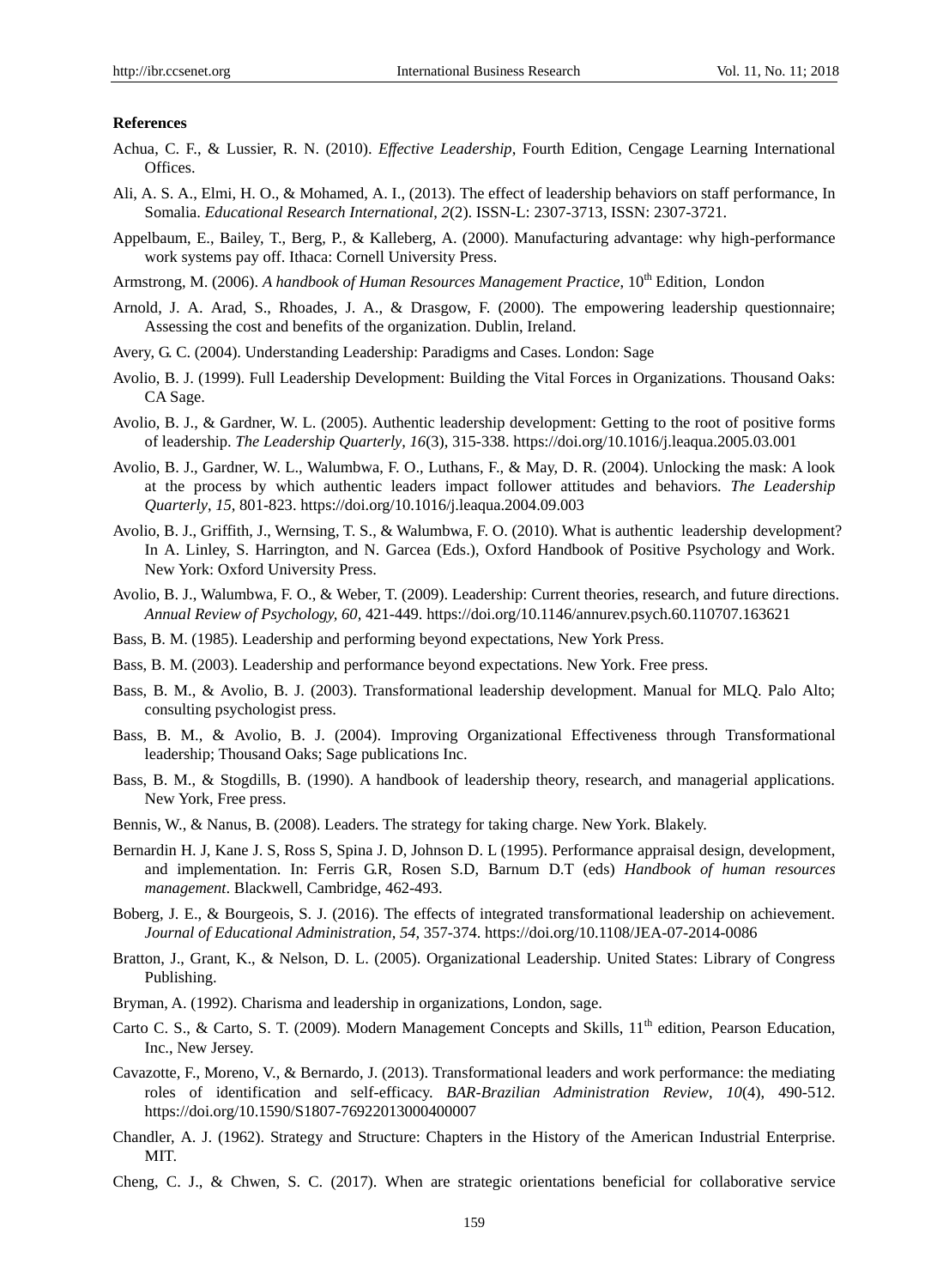**References**

Achua, C. F., & Lussier, R. N. (2010). *Effective Leadership*, Fourth Edition, Cengage Learning International Offices.

Ali, A. S. A., Elmi, H. O., & Mohamed, A. I., (2013). The effect of leadership behaviors on staff performance, In Somalia. *Educational Research International*, *2*(2). ISSN-L: 2307-3713, ISSN: 2307-3721.

Appelbaum, E., Bailey, T., Berg, P., & Kalleberg, A. (2000). Manufacturing advantage: why high-performance work systems pay off. Ithaca: Cornell University Press.

Armstrong, M. (2006). *A handbook of Human Resources Management Practice*, 10th Edition, London

Arnold, J. A. Arad, S., Rhoades, J. A., & Drasgow, F. (2000). The empowering leadership questionnaire; Assessing the cost and benefits of the organization. Dublin, Ireland.

Avery, G. C. (2004). Understanding Leadership: Paradigms and Cases. London: Sage

Avolio, B. J. (1999). Full Leadership Development: Building the Vital Forces in Organizations. Thousand Oaks: CA Sage.

Avolio, B. J., & Gardner, W. L. (2005). Authentic leadership development: Getting to the root of positive forms of leadership. *The Leadership Quarterly*, *16*(3), 315-338. https://doi.org/10.1016/j.leaqua.2005.03.001

Avolio, B. J., Gardner, W. L., Walumbwa, F. O., Luthans, F., & May, D. R. (2004). Unlocking the mask: A look at the process by which authentic leaders impact follower attitudes and behaviors. *The Leadership Quarterly*, *15*, 801-823. https://doi.org/10.1016/j.leaqua.2004.09.003

Avolio, B. J., Griffith, J., Wernsing, T. S., & Walumbwa, F. O. (2010). What is authentic leadership development? In A. Linley, S. Harrington, and N. Garcea (Eds.), Oxford Handbook of Positive Psychology and Work. New York: Oxford University Press.

Avolio, B. J., Walumbwa, F. O., & Weber, T. (2009). Leadership: Current theories, research, and future directions. *Annual Review of Psychology, 60,* 421-449. https://doi.org/10.1146/annurev.psych.60.110707.163621

Bass, B. M. (1985). Leadership and performing beyond expectations, New York Press.

Bass, B. M. (2003). Leadership and performance beyond expectations. New York. Free press.

Bass, B. M., & Avolio, B. J. (2003). Transformational leadership development. Manual for MLQ. Palo Alto; consulting psychologist press.

Bass, B. M., & Avolio, B. J. (2004). Improving Organizational Effectiveness through Transformational leadership; Thousand Oaks; Sage publications Inc.

Bass, B. M., & Stogdills, B. (1990). A handbook of leadership theory, research, and managerial applications. New York, Free press.

Bennis, W., & Nanus, B. (2008). Leaders. The strategy for taking charge. New York. Blakely.

Bernardin H. J, Kane J. S, Ross S, Spina J. D, Johnson D. L (1995). Performance appraisal design, development, and implementation. In: Ferris G.R, Rosen S.D, Barnum D.T (eds) *Handbook of human resources management*. Blackwell, Cambridge, 462-493.

Boberg, J. E., & Bourgeois, S. J. (2016). The effects of integrated transformational leadership on achievement. *Journal of Educational Administration, 54,* 357-374. https://doi.org/10.1108/JEA-07-2014-0086

Bratton, J., Grant, K., & Nelson, D. L. (2005). Organizational Leadership. United States: Library of Congress Publishing.

Bryman, A. (1992). Charisma and leadership in organizations, London, sage.

Carto C. S., & Carto, S. T. (2009). Modern Management Concepts and Skills, 11th edition, Pearson Education, Inc., New Jersey.

Cavazotte, F., Moreno, V., & Bernardo, J. (2013). Transformational leaders and work performance: the mediating roles of identification and self-efficacy. *BAR-Brazilian Administration Review*, *10*(4), 490-512. https://doi.org/10.1590/S1807-76922013000400007

Chandler, A. J. (1962). Strategy and Structure: Chapters in the History of the American Industrial Enterprise. MIT.

Cheng, C. J., & Chwen, S. C. (2017). When are strategic orientations beneficial for collaborative service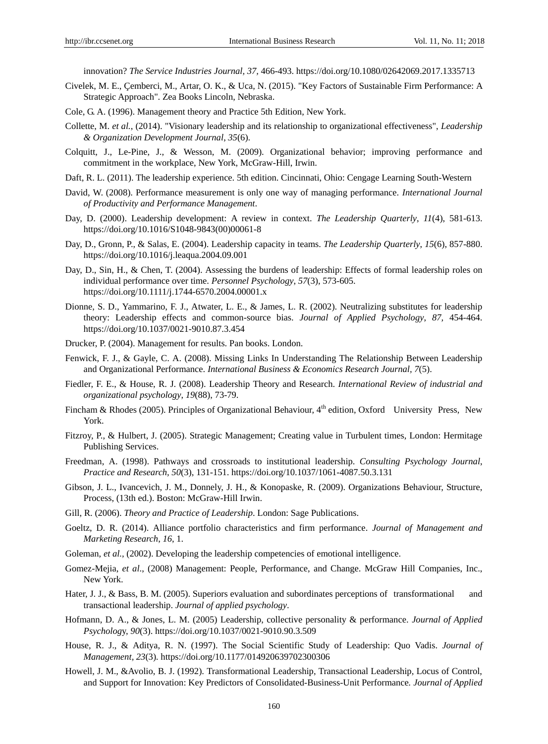innovation? *The Service Industries Journal*, *37,* 466-493. https://doi.org/10.1080/02642069.2017.1335713

Civelek, M. E., Çemberci, M., Artar, O. K., & Uca, N. (2015). "Key Factors of Sustainable Firm Performance: A Strategic Approach". Zea Books Lincoln, Nebraska.

Cole, G. A. (1996). Management theory and Practice 5th Edition, New York.

Collette, M. *et al.,* (2014). "Visionary leadership and its relationship to organizational effectiveness", *Leadership & Organization Development Journal*, *35*(6).

Colquitt, J., Le-Pine, J., & Wesson, M. (2009). Organizational behavior; improving performance and commitment in the workplace, New York, McGraw-Hill, Irwin.

Daft, R. L. (2011). The leadership experience. 5th edition. Cincinnati, Ohio: Cengage Learning South-Western

David, W. (2008). Performance measurement is only one way of managing performance. *International Journal of Productivity and Performance Management*.

Day, D. (2000). Leadership development: A review in context. *The Leadership Quarterly*, *11*(4), 581-613. https://doi.org/10.1016/S1048-9843(00)00061-8

Day, D., Gronn, P., & Salas, E. (2004). Leadership capacity in teams. *The Leadership Quarterly*, *15*(6), 857-880. https://doi.org/10.1016/j.leaqua.2004.09.001

Day, D., Sin, H., & Chen, T. (2004). Assessing the burdens of leadership: Effects of formal leadership roles on individual performance over time. *Personnel Psychology*, *57*(3), 573-605. https://doi.org/10.1111/j.1744-6570.2004.00001.x

Dionne, S. D., Yammarino, F. J., Atwater, L. E., & James, L. R. (2002). Neutralizing substitutes for leadership theory: Leadership effects and common-source bias. *Journal of Applied Psychology, 87,* 454-464. https://doi.org/10.1037/0021-9010.87.3.454

Drucker, P. (2004). Management for results. Pan books. London.

Fenwick, F. J., & Gayle, C. A. (2008). Missing Links In Understanding The Relationship Between Leadership and Organizational Performance. *International Business & Economics Research Journal*, *7*(5).

Fiedler, F. E., & House, R. J. (2008). Leadership Theory and Research. *International Review of industrial and organizational psychology*, *19*(88), 73-79.

Fincham & Rhodes (2005). Principles of Organizational Behaviour, 4th edition, Oxford University Press, New York.

Fitzroy, P., & Hulbert, J. (2005). Strategic Management; Creating value in Turbulent times, London: Hermitage Publishing Services.

Freedman, A. (1998). Pathways and crossroads to institutional leadership. *Consulting Psychology Journal, Practice and Research, 50*(3), 131-151. https://doi.org/10.1037/1061-4087.50.3.131

Gibson, J. L., Ivancevich, J. M., Donnely, J. H., & Konopaske, R. (2009). Organizations Behaviour, Structure, Process, (13th ed.). Boston: McGraw-Hill Irwin.

Gill, R. (2006). *Theory and Practice of Leadership*. London: Sage Publications.

Goeltz, D. R. (2014). Alliance portfolio characteristics and firm performance. *Journal of Management and Marketing Research*, *16*, 1.

Goleman, *et al.,* (2002). Developing the leadership competencies of emotional intelligence.

Gomez-Mejia, *et al*., (2008) Management: People, Performance, and Change. McGraw Hill Companies, Inc., New York.

Hater, J. J., & Bass, B. M. (2005). Superiors evaluation and subordinates perceptions of transformational and transactional leadership. *Journal of applied psychology*.

Hofmann, D. A., & Jones, L. M. (2005) Leadership, collective personality & performance. *Journal of Applied Psychology*, *90*(3). https://doi.org/10.1037/0021-9010.90.3.509

House, R. J., & Aditya, R. N. (1997). The Social Scientific Study of Leadership: Quo Vadis. *Journal of Management, 23*(3). https://doi.org/10.1177/014920639702300306

Howell, J. M., &Avolio, B. J. (1992). Transformational Leadership, Transactional Leadership, Locus of Control, and Support for Innovation: Key Predictors of Consolidated-Business-Unit Performance*. Journal of Applied*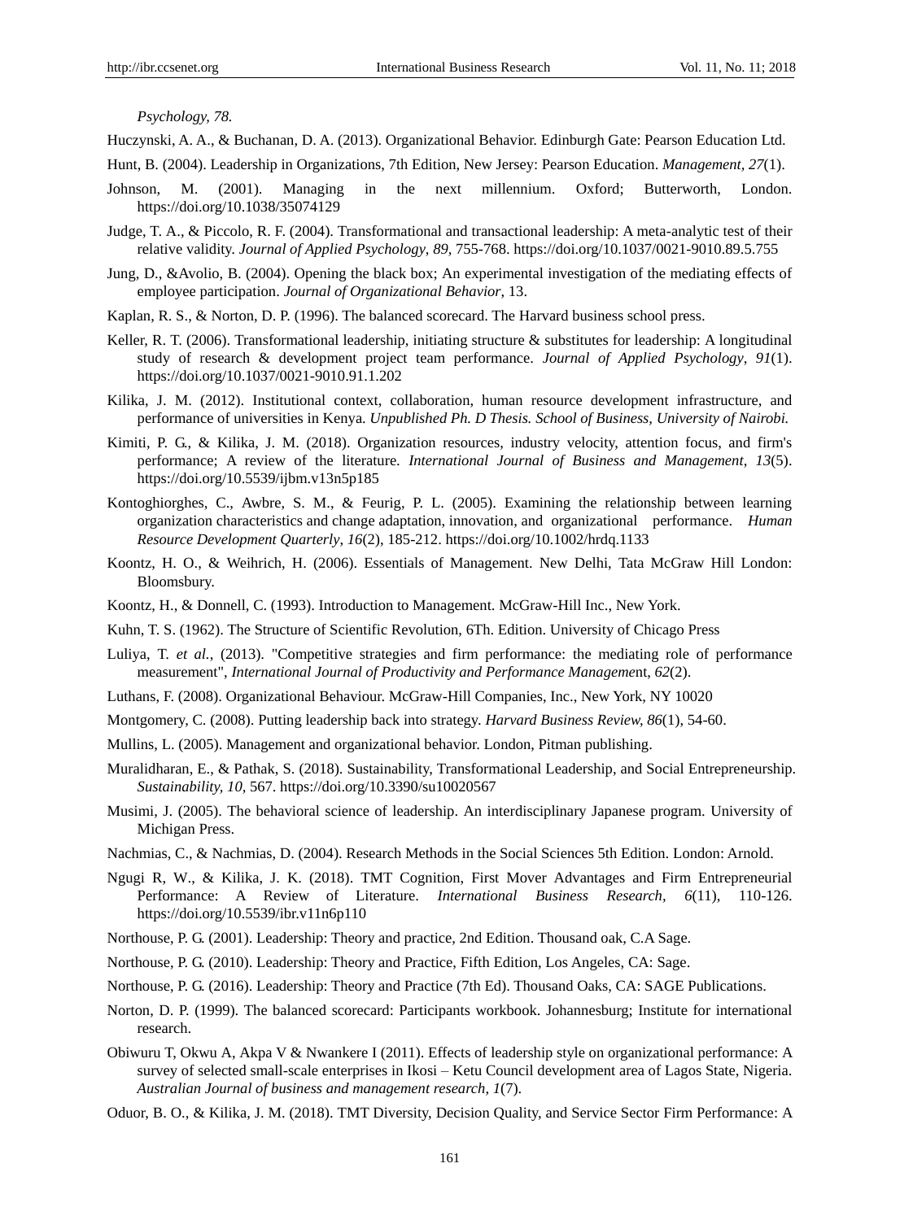*Psychology, 78.*

Huczynski, A. A., & Buchanan, D. A. (2013). Organizational Behavior. Edinburgh Gate: Pearson Education Ltd.

Hunt, B. (2004). Leadership in Organizations, 7th Edition, New Jersey: Pearson Education. *Management, 27*(1).

Johnson, M. (2001). Managing in the next millennium. Oxford; Butterworth, London. https://doi.org/10.1038/35074129

Judge, T. A., & Piccolo, R. F. (2004). Transformational and transactional leadership: A meta-analytic test of their relative validity. *Journal of Applied Psychology, 89,* 755-768. https://doi.org/10.1037/0021-9010.89.5.755

Jung, D., &Avolio, B. (2004). Opening the black box; An experimental investigation of the mediating effects of employee participation. *Journal of Organizational Behavior*, 13.

Kaplan, R. S., & Norton, D. P. (1996). The balanced scorecard. The Harvard business school press.

Keller, R. T. (2006). Transformational leadership, initiating structure & substitutes for leadership: A longitudinal study of research & development project team performance. *Journal of Applied Psychology*, *91*(1). https://doi.org/10.1037/0021-9010.91.1.202

Kilika, J. M. (2012). Institutional context, collaboration, human resource development infrastructure, and performance of universities in Kenya. *Unpublished Ph. D Thesis. School of Business, University of Nairobi.*

Kimiti, P. G., & Kilika, J. M. (2018). Organization resources, industry velocity, attention focus, and firm's performance; A review of the literature. *International Journal of Business and Management*, *13*(5). https://doi.org/10.5539/ijbm.v13n5p185

Kontoghiorghes, C., Awbre, S. M., & Feurig, P. L. (2005). Examining the relationship between learning organization characteristics and change adaptation, innovation, and organizational performance. *Human Resource Development Quarterly*, *16*(2), 185-212. https://doi.org/10.1002/hrdq.1133

Koontz, H. O., & Weihrich, H. (2006). Essentials of Management. New Delhi, Tata McGraw Hill London: Bloomsbury.

Koontz, H., & Donnell, C. (1993). Introduction to Management. McGraw-Hill Inc., New York.

Kuhn, T. S. (1962). The Structure of Scientific Revolution, 6Th. Edition. University of Chicago Press

Luliya, T. *et al.*, (2013). "Competitive strategies and firm performance: the mediating role of performance measurement", *International Journal of Productivity and Performance Managemen*t, *62*(2).

Luthans, F. (2008). Organizational Behaviour. McGraw-Hill Companies, Inc., New York, NY 10020

Montgomery, C. (2008). Putting leadership back into strategy. *Harvard Business Review, 86*(1), 54-60.

Mullins, L. (2005). Management and organizational behavior. London, Pitman publishing.

Muralidharan, E., & Pathak, S. (2018). Sustainability, Transformational Leadership, and Social Entrepreneurship. *Sustainability, 10,* 567. https://doi.org/10.3390/su10020567

Musimi, J. (2005). The behavioral science of leadership. An interdisciplinary Japanese program. University of Michigan Press.

Nachmias, C., & Nachmias, D. (2004). Research Methods in the Social Sciences 5th Edition. London: Arnold.

Ngugi R, W., & Kilika, J. K. (2018). TMT Cognition, First Mover Advantages and Firm Entrepreneurial Performance: A Review of Literature. *International Business Research*, *6*(11), 110-126. https://doi.org/10.5539/ibr.v11n6p110

Northouse, P. G. (2001). Leadership: Theory and practice, 2nd Edition. Thousand oak, C.A Sage.

Northouse, P. G. (2010). Leadership: Theory and Practice, Fifth Edition, Los Angeles, CA: Sage.

Northouse, P. G. (2016). Leadership: Theory and Practice (7th Ed). Thousand Oaks, CA: SAGE Publications.

Norton, D. P. (1999). The balanced scorecard: Participants workbook. Johannesburg; Institute for international research.

Obiwuru T, Okwu A, Akpa V & Nwankere I (2011). Effects of leadership style on organizational performance: A survey of selected small-scale enterprises in Ikosi – Ketu Council development area of Lagos State, Nigeria. *Australian Journal of business and management research, 1*(7).

Oduor, B. O., & Kilika, J. M. (2018). TMT Diversity, Decision Quality, and Service Sector Firm Performance: A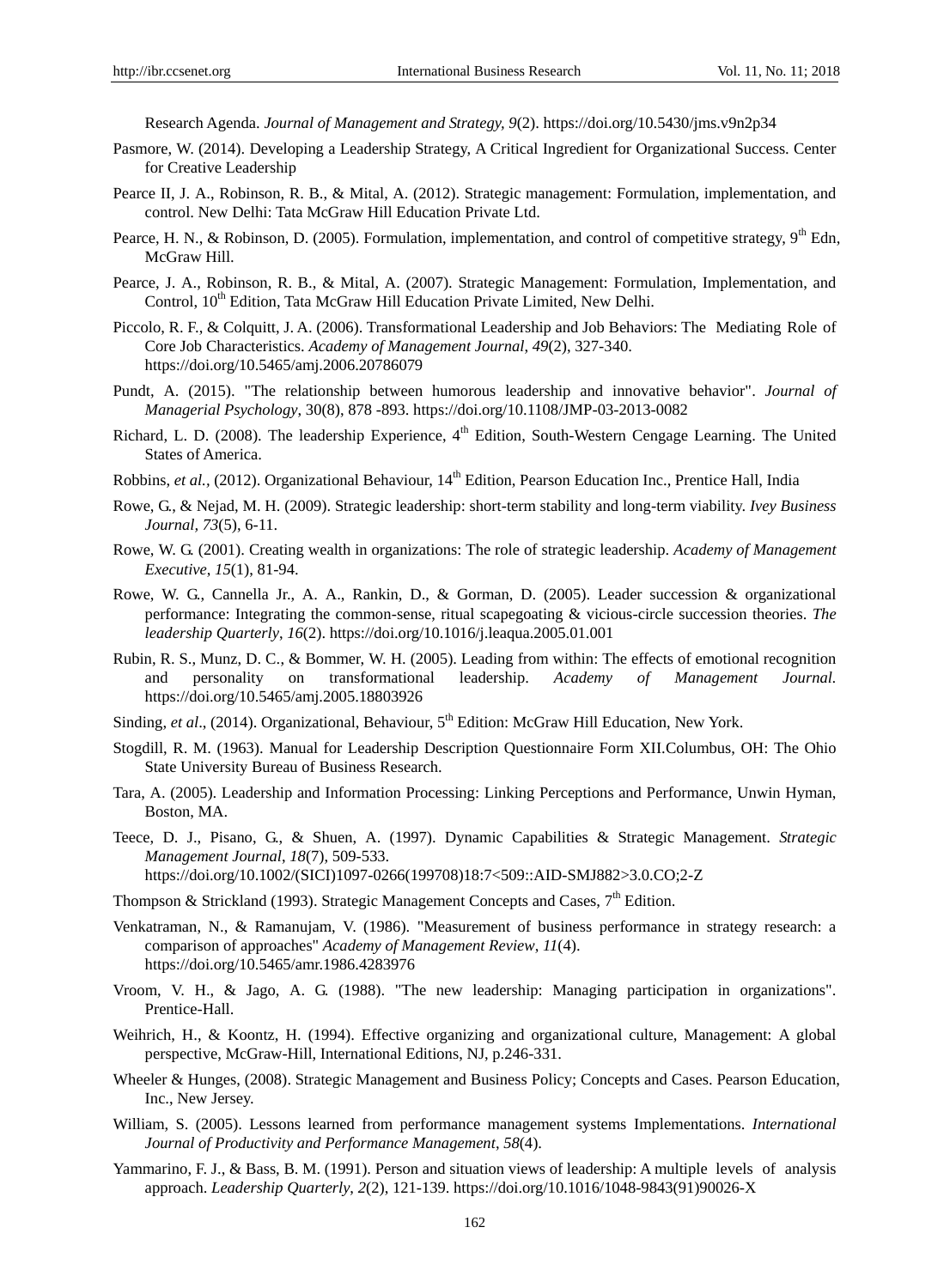Research Agenda. *Journal of Management and Strategy, 9*(2). https://doi.org/10.5430/jms.v9n2p34

Pasmore, W. (2014). Developing a Leadership Strategy, A Critical Ingredient for Organizational Success. Center for Creative Leadership

Pearce II, J. A., Robinson, R. B., & Mital, A. (2012). Strategic management: Formulation, implementation, and control. New Delhi: Tata McGraw Hill Education Private Ltd.

Pearce, H. N., & Robinson, D. (2005). Formulation, implementation, and control of competitive strategy, 9th Edn, McGraw Hill.

Pearce, J. A., Robinson, R. B., & Mital, A. (2007). Strategic Management: Formulation, Implementation, and Control, 10th Edition, Tata McGraw Hill Education Private Limited, New Delhi.

Piccolo, R. F., & Colquitt, J. A. (2006). Transformational Leadership and Job Behaviors: The Mediating Role of Core Job Characteristics. *Academy of Management Journal*, *49*(2), 327-340. https://doi.org/10.5465/amj.2006.20786079

Pundt, A. (2015). "The relationship between humorous leadership and innovative behavior". *Journal of Managerial Psychology*, 30(8), 878 -893. https://doi.org/10.1108/JMP-03-2013-0082

Richard, L. D. (2008). The leadership Experience, 4th Edition, South-Western Cengage Learning. The United States of America.

Robbins, *et al.*, (2012). Organizational Behaviour, 14th Edition, Pearson Education Inc., Prentice Hall, India

Rowe, G., & Nejad, M. H. (2009). Strategic leadership: short-term stability and long-term viability. *Ivey Business Journal*, *73*(5), 6-11.

Rowe, W. G. (2001). Creating wealth in organizations: The role of strategic leadership. *Academy of Management Executive*, *15*(1), 81-94.

Rowe, W. G., Cannella Jr., A. A., Rankin, D., & Gorman, D. (2005). Leader succession & organizational performance: Integrating the common-sense, ritual scapegoating & vicious-circle succession theories. *The leadership Quarterly*, *16*(2). https://doi.org/10.1016/j.leaqua.2005.01.001

Rubin, R. S., Munz, D. C., & Bommer, W. H. (2005). Leading from within: The effects of emotional recognition and personality on transformational leadership. *Academy of Management Journal.* https://doi.org/10.5465/amj.2005.18803926

Sinding, *et al*., (2014). Organizational, Behaviour, 5th Edition: McGraw Hill Education, New York.

Stogdill, R. M. (1963). Manual for Leadership Description Questionnaire Form XII.Columbus, OH: The Ohio State University Bureau of Business Research.

Tara, A. (2005). Leadership and Information Processing: Linking Perceptions and Performance, Unwin Hyman, Boston, MA.

Teece, D. J., Pisano, G., & Shuen, A. (1997). Dynamic Capabilities & Strategic Management. *Strategic Management Journal*, *18*(7), 509-533. https://doi.org/10.1002/(SICI)1097-0266(199708)18:7<509::AID-SMJ882>3.0.CO;2-Z

Thompson & Strickland (1993). Strategic Management Concepts and Cases, 7th Edition.

Venkatraman, N., & Ramanujam, V. (1986). "Measurement of business performance in strategy research: a comparison of approaches" *Academy of Management Review*, *11*(4). https://doi.org/10.5465/amr.1986.4283976

Vroom, V. H., & Jago, A. G. (1988). "The new leadership: Managing participation in organizations". Prentice-Hall.

Weihrich, H., & Koontz, H. (1994). Effective organizing and organizational culture, Management: A global perspective, McGraw-Hill, International Editions, NJ, p.246-331.

Wheeler & Hunges, (2008). Strategic Management and Business Policy; Concepts and Cases. Pearson Education, Inc., New Jersey.

William, S. (2005). Lessons learned from performance management systems Implementations. *International Journal of Productivity and Performance Management*, *58*(4).

Yammarino, F. J., & Bass, B. M. (1991). Person and situation views of leadership: A multiple levels of analysis approach. *Leadership Quarterly*, *2*(2), 121-139. https://doi.org/10.1016/1048-9843(91)90026-X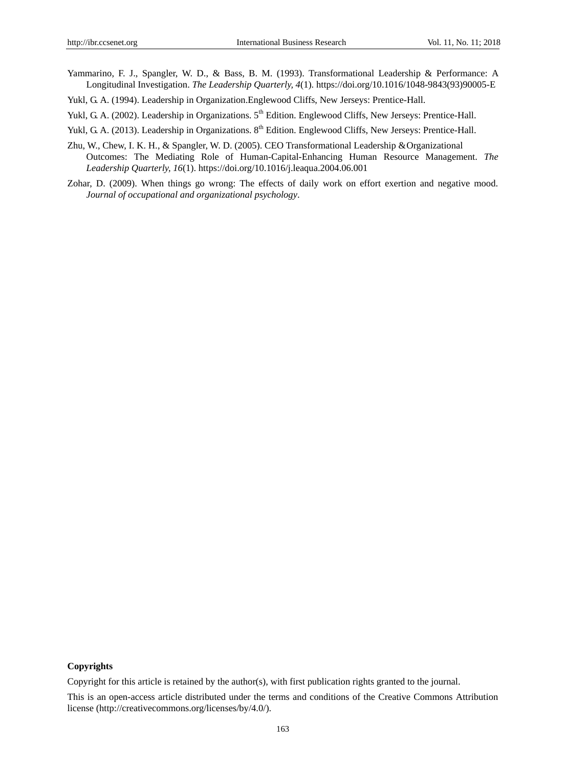Yammarino, F. J., Spangler, W. D., & Bass, B. M. (1993). Transformational Leadership & Performance: A Longitudinal Investigation. *The Leadership Quarterly, 4*(1). https://doi.org/10.1016/1048-9843(93)90005-E

Yukl, G. A. (1994). Leadership in Organization.Englewood Cliffs, New Jerseys: Prentice-Hall.

Yukl, G. A. (2002). Leadership in Organizations. 5th Edition. Englewood Cliffs, New Jerseys: Prentice-Hall.

Yukl, G. A. (2013). Leadership in Organizations. 8th Edition. Englewood Cliffs, New Jerseys: Prentice-Hall.

Zhu, W., Chew, I. K. H., & Spangler, W. D. (2005). CEO Transformational Leadership & Organizational Outcomes: The Mediating Role of Human-Capital-Enhancing Human Resource Management. *The Leadership Quarterly, 16*(1). https://doi.org/10.1016/j.leaqua.2004.06.001

Zohar, D. (2009). When things go wrong: The effects of daily work on effort exertion and negative mood. *Journal of occupational and organizational psychology*.

**Copyrights**

Copyright for this article is retained by the author(s), with first publication rights granted to the journal.

This is an open-access article distributed under the terms and conditions of the Creative Commons Attribution license (http://creativecommons.org/licenses/by/4.0/).